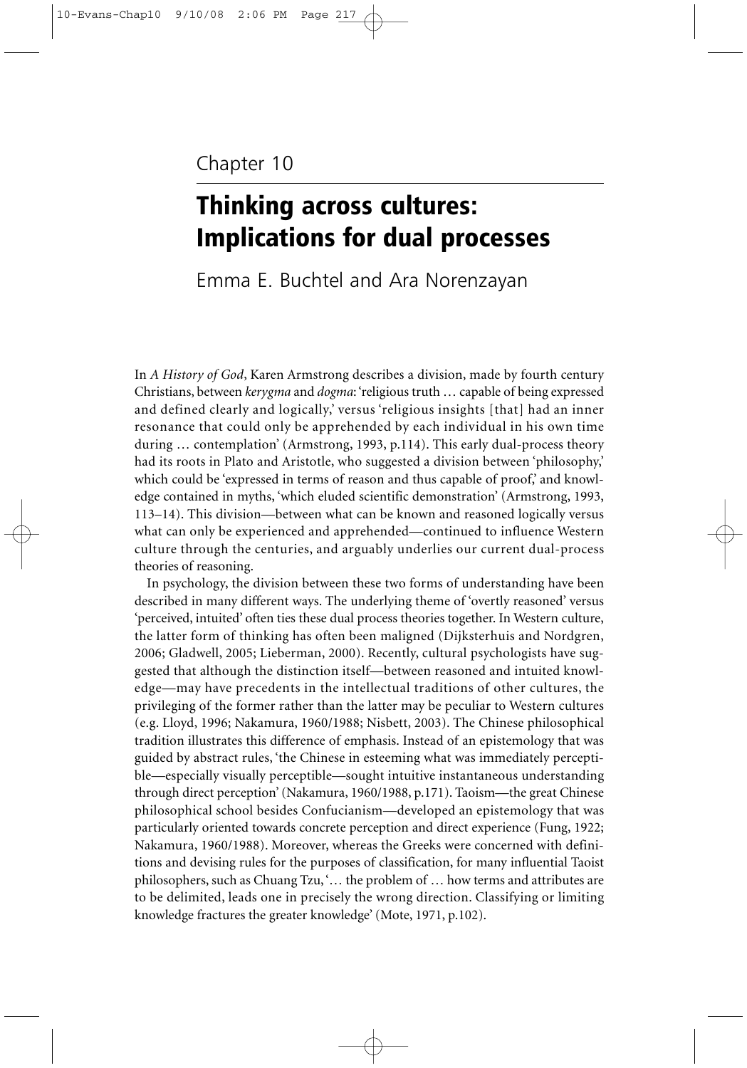Chapter 10

# Thinking across cultures: Implications for dual processes

Emma E. Buchtel and Ara Norenzayan

In *A History of God*, Karen Armstrong describes a division, made by fourth century Christians, between *kerygma* and *dogma*: 'religious truth … capable of being expressed and defined clearly and logically,' versus 'religious insights [that] had an inner resonance that could only be apprehended by each individual in his own time during … contemplation' (Armstrong, 1993, p.114). This early dual-process theory had its roots in Plato and Aristotle, who suggested a division between 'philosophy,' which could be 'expressed in terms of reason and thus capable of proof,' and knowledge contained in myths, 'which eluded scientific demonstration' (Armstrong, 1993, 113–14). This division—between what can be known and reasoned logically versus what can only be experienced and apprehended—continued to influence Western culture through the centuries, and arguably underlies our current dual-process theories of reasoning.

In psychology, the division between these two forms of understanding have been described in many different ways. The underlying theme of 'overtly reasoned' versus 'perceived, intuited' often ties these dual process theories together. In Western culture, the latter form of thinking has often been maligned (Dijksterhuis and Nordgren, 2006; Gladwell, 2005; Lieberman, 2000). Recently, cultural psychologists have suggested that although the distinction itself—between reasoned and intuited knowledge—may have precedents in the intellectual traditions of other cultures, the privileging of the former rather than the latter may be peculiar to Western cultures (e.g. Lloyd, 1996; Nakamura, 1960/1988; Nisbett, 2003). The Chinese philosophical tradition illustrates this difference of emphasis. Instead of an epistemology that was guided by abstract rules, 'the Chinese in esteeming what was immediately perceptible—especially visually perceptible—sought intuitive instantaneous understanding through direct perception' (Nakamura, 1960/1988, p.171). Taoism—the great Chinese philosophical school besides Confucianism—developed an epistemology that was particularly oriented towards concrete perception and direct experience (Fung, 1922; Nakamura, 1960/1988). Moreover, whereas the Greeks were concerned with definitions and devising rules for the purposes of classification, for many influential Taoist philosophers, such as Chuang Tzu, '… the problem of … how terms and attributes are to be delimited, leads one in precisely the wrong direction. Classifying or limiting knowledge fractures the greater knowledge' (Mote, 1971, p.102).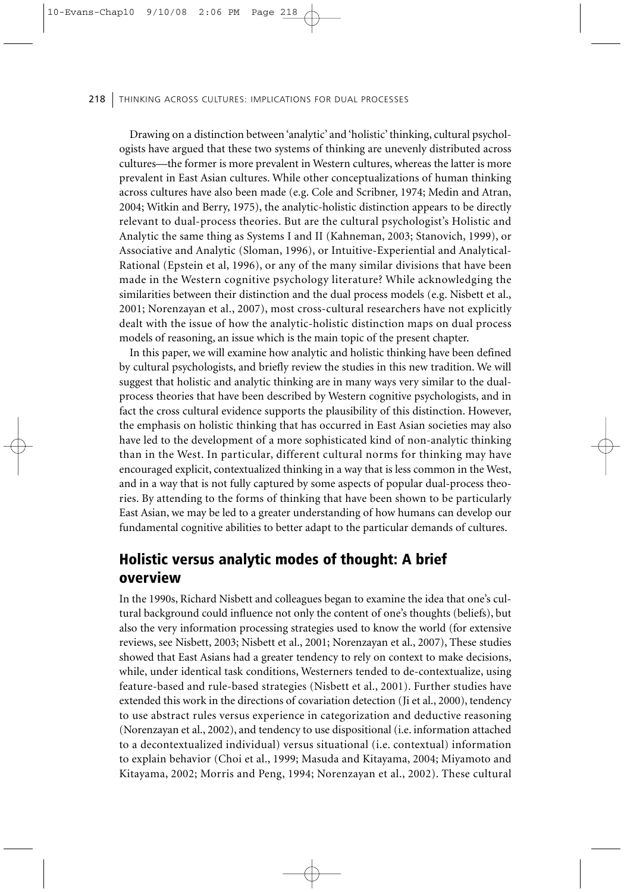Drawing on a distinction between 'analytic' and 'holistic' thinking, cultural psychologists have argued that these two systems of thinking are unevenly distributed across cultures—the former is more prevalent in Western cultures, whereas the latter is more prevalent in East Asian cultures. While other conceptualizations of human thinking across cultures have also been made (e.g. Cole and Scribner, 1974; Medin and Atran, 2004; Witkin and Berry, 1975), the analytic-holistic distinction appears to be directly relevant to dual-process theories. But are the cultural psychologist's Holistic and Analytic the same thing as Systems I and II (Kahneman, 2003; Stanovich, 1999), or Associative and Analytic (Sloman, 1996), or Intuitive-Experiential and Analytical-Rational (Epstein et al, 1996), or any of the many similar divisions that have been made in the Western cognitive psychology literature? While acknowledging the similarities between their distinction and the dual process models (e.g. Nisbett et al., 2001; Norenzayan et al., 2007), most cross-cultural researchers have not explicitly dealt with the issue of how the analytic-holistic distinction maps on dual process models of reasoning, an issue which is the main topic of the present chapter.

In this paper, we will examine how analytic and holistic thinking have been defined by cultural psychologists, and briefly review the studies in this new tradition. We will suggest that holistic and analytic thinking are in many ways very similar to the dual-process theories that have been described by Western cognitive psychologists, and in fact the cross cultural evidence supports the plausibility of this distinction. However, the emphasis on holistic thinking that has occurred in East Asian societies may also have led to the development of a more sophisticated kind of non-analytic thinking than in the West. In particular, different cultural norms for thinking may have encouraged explicit, contextualized thinking in a way that is less common in the West, and in a way that is not fully captured by some aspects of popular dual-process theories. By attending to the forms of thinking that have been shown to be particularly East Asian, we may be led to a greater understanding of how humans can develop our fundamental cognitive abilities to better adapt to the particular demands of cultures.

## Holistic versus analytic modes of thought: A brief overview

In the 1990s, Richard Nisbett and colleagues began to examine the idea that one's cultural background could influence not only the content of one's thoughts (beliefs), but also the very information processing strategies used to know the world (for extensive reviews, see Nisbett, 2003; Nisbett et al., 2001; Norenzayan et al., 2007), These studies showed that East Asians had a greater tendency to rely on context to make decisions, while, under identical task conditions, Westerners tended to de-contextualize, using feature-based and rule-based strategies (Nisbett et al., 2001). Further studies have extended this work in the directions of covariation detection (Ji et al., 2000), tendency to use abstract rules versus experience in categorization and deductive reasoning (Norenzayan et al., 2002), and tendency to use dispositional (i.e. information attached to a decontextualized individual) versus situational (i.e. contextual) information to explain behavior (Choi et al., 1999; Masuda and Kitayama, 2004; Miyamoto and Kitayama, 2002; Morris and Peng, 1994; Norenzayan et al., 2002). These cultural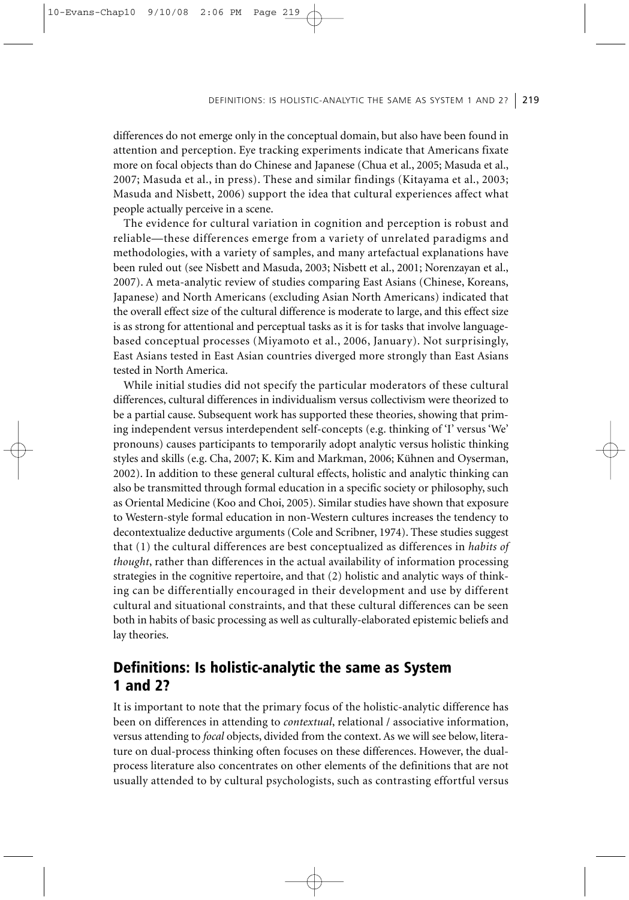differences do not emerge only in the conceptual domain, but also have been found in attention and perception. Eye tracking experiments indicate that Americans fixate more on focal objects than do Chinese and Japanese (Chua et al., 2005; Masuda et al., 2007; Masuda et al., in press). These and similar findings (Kitayama et al., 2003; Masuda and Nisbett, 2006) support the idea that cultural experiences affect what people actually perceive in a scene.

The evidence for cultural variation in cognition and perception is robust and reliable—these differences emerge from a variety of unrelated paradigms and methodologies, with a variety of samples, and many artefactual explanations have been ruled out (see Nisbett and Masuda, 2003; Nisbett et al., 2001; Norenzayan et al., 2007). A meta-analytic review of studies comparing East Asians (Chinese, Koreans, Japanese) and North Americans (excluding Asian North Americans) indicated that the overall effect size of the cultural difference is moderate to large, and this effect size is as strong for attentional and perceptual tasks as it is for tasks that involve language-based conceptual processes (Miyamoto et al., 2006, January). Not surprisingly, East Asians tested in East Asian countries diverged more strongly than East Asians tested in North America.

While initial studies did not specify the particular moderators of these cultural differences, cultural differences in individualism versus collectivism were theorized to be a partial cause. Subsequent work has supported these theories, showing that priming independent versus interdependent self-concepts (e.g. thinking of 'I' versus 'We' pronouns) causes participants to temporarily adopt analytic versus holistic thinking styles and skills (e.g. Cha, 2007; K. Kim and Markman, 2006; Kühnen and Oyserman, 2002). In addition to these general cultural effects, holistic and analytic thinking can also be transmitted through formal education in a specific society or philosophy, such as Oriental Medicine (Koo and Choi, 2005). Similar studies have shown that exposure to Western-style formal education in non-Western cultures increases the tendency to decontextualize deductive arguments (Cole and Scribner, 1974). These studies suggest that (1) the cultural differences are best conceptualized as differences in *habits of thought*, rather than differences in the actual availability of information processing strategies in the cognitive repertoire, and that (2) holistic and analytic ways of thinking can be differentially encouraged in their development and use by different cultural and situational constraints, and that these cultural differences can be seen both in habits of basic processing as well as culturally-elaborated epistemic beliefs and lay theories.

## Definitions: Is holistic-analytic the same as System 1 and 2?

It is important to note that the primary focus of the holistic-analytic difference has been on differences in attending to *contextual*, relational / associative information, versus attending to *focal* objects, divided from the context. As we will see below, literature on dual-process thinking often focuses on these differences. However, the dual-process literature also concentrates on other elements of the definitions that are not usually attended to by cultural psychologists, such as contrasting effortful versus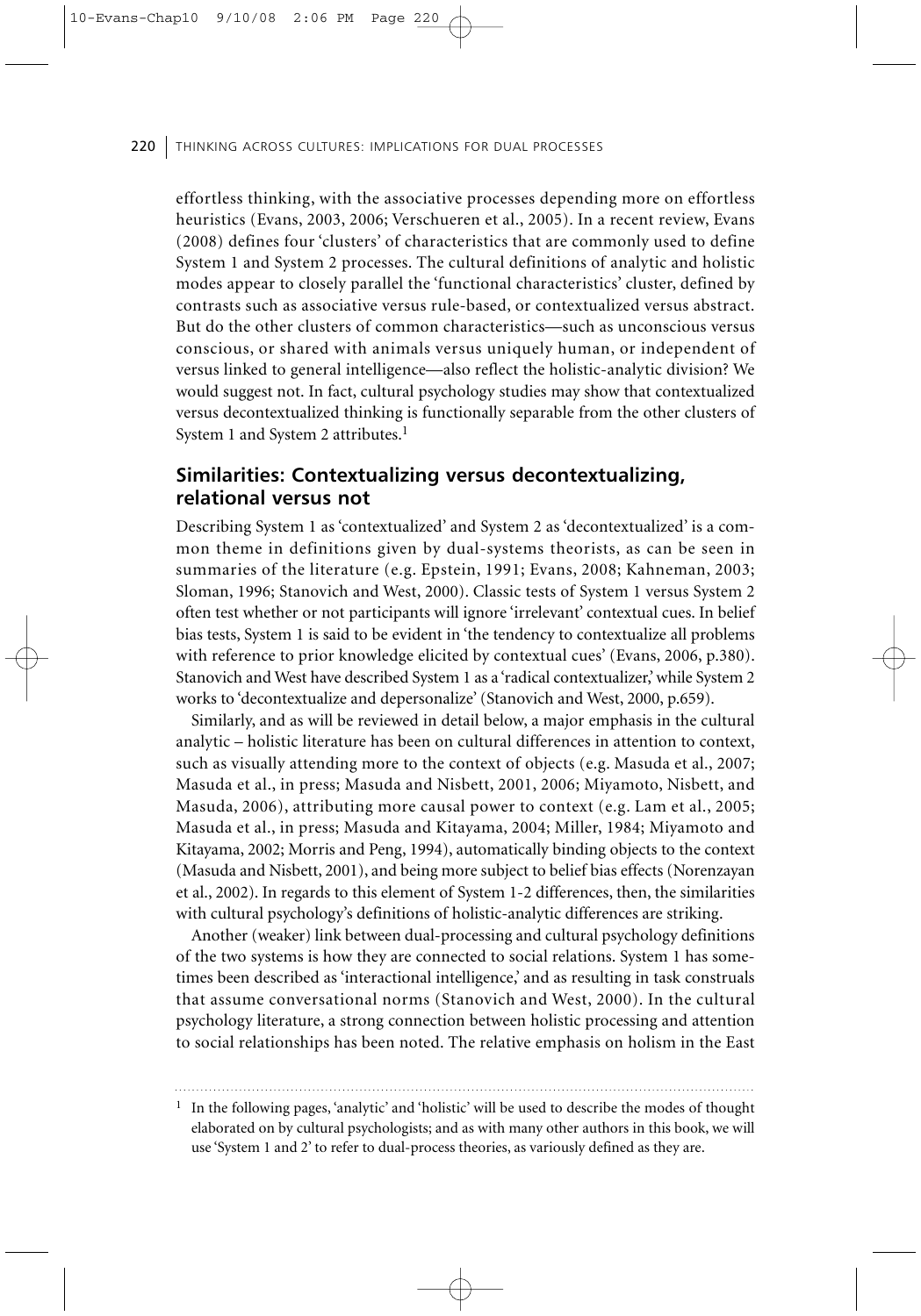effortless thinking, with the associative processes depending more on effortless heuristics (Evans, 2003, 2006; Verschueren et al., 2005). In a recent review, Evans (2008) defines four 'clusters' of characteristics that are commonly used to define System 1 and System 2 processes. The cultural definitions of analytic and holistic modes appear to closely parallel the 'functional characteristics' cluster, defined by contrasts such as associative versus rule-based, or contextualized versus abstract. But do the other clusters of common characteristics—such as unconscious versus conscious, or shared with animals versus uniquely human, or independent of versus linked to general intelligence—also reflect the holistic-analytic division? We would suggest not. In fact, cultural psychology studies may show that contextualized versus decontextualized thinking is functionally separable from the other clusters of System 1 and System 2 attributes.[1]

## Similarities: Contextualizing versus decontextualizing, relational versus not

Describing System 1 as 'contextualized' and System 2 as 'decontextualized' is a common theme in definitions given by dual-systems theorists, as can be seen in summaries of the literature (e.g. Epstein, 1991; Evans, 2008; Kahneman, 2003; Sloman, 1996; Stanovich and West, 2000). Classic tests of System 1 versus System 2 often test whether or not participants will ignore 'irrelevant' contextual cues. In belief bias tests, System 1 is said to be evident in 'the tendency to contextualize all problems with reference to prior knowledge elicited by contextual cues' (Evans, 2006, p.380). Stanovich and West have described System 1 as a 'radical contextualizer,' while System 2 works to 'decontextualize and depersonalize' (Stanovich and West, 2000, p.659).

Similarly, and as will be reviewed in detail below, a major emphasis in the cultural analytic – holistic literature has been on cultural differences in attention to context, such as visually attending more to the context of objects (e.g. Masuda et al., 2007; Masuda et al., in press; Masuda and Nisbett, 2001, 2006; Miyamoto, Nisbett, and Masuda, 2006), attributing more causal power to context (e.g. Lam et al., 2005; Masuda et al., in press; Masuda and Kitayama, 2004; Miller, 1984; Miyamoto and Kitayama, 2002; Morris and Peng, 1994), automatically binding objects to the context (Masuda and Nisbett, 2001), and being more subject to belief bias effects (Norenzayan et al., 2002). In regards to this element of System 1-2 differences, then, the similarities with cultural psychology's definitions of holistic-analytic differences are striking.

Another (weaker) link between dual-processing and cultural psychology definitions of the two systems is how they are connected to social relations. System 1 has sometimes been described as 'interactional intelligence,' and as resulting in task construals that assume conversational norms (Stanovich and West, 2000). In the cultural psychology literature, a strong connection between holistic processing and attention to social relationships has been noted. The relative emphasis on holism in the East

---

[1] In the following pages, 'analytic' and 'holistic' will be used to describe the modes of thought elaborated on by cultural psychologists; and as with many other authors in this book, we will use 'System 1 and 2' to refer to dual-process theories, as variously defined as they are.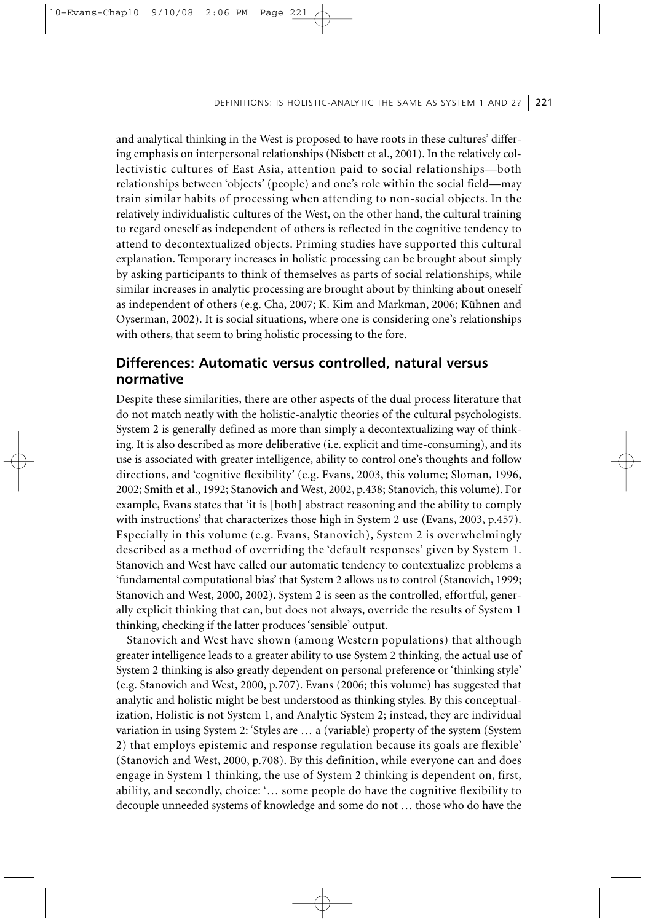and analytical thinking in the West is proposed to have roots in these cultures' differing emphasis on interpersonal relationships (Nisbett et al., 2001). In the relatively collectivistic cultures of East Asia, attention paid to social relationships—both relationships between 'objects' (people) and one's role within the social field—may train similar habits of processing when attending to non-social objects. In the relatively individualistic cultures of the West, on the other hand, the cultural training to regard oneself as independent of others is reflected in the cognitive tendency to attend to decontextualized objects. Priming studies have supported this cultural explanation. Temporary increases in holistic processing can be brought about simply by asking participants to think of themselves as parts of social relationships, while similar increases in analytic processing are brought about by thinking about oneself as independent of others (e.g. Cha, 2007; K. Kim and Markman, 2006; Kühnen and Oyserman, 2002). It is social situations, where one is considering one's relationships with others, that seem to bring holistic processing to the fore.

## Differences: Automatic versus controlled, natural versus normative

Despite these similarities, there are other aspects of the dual process literature that do not match neatly with the holistic-analytic theories of the cultural psychologists. System 2 is generally defined as more than simply a decontextualizing way of thinking. It is also described as more deliberative (i.e. explicit and time-consuming), and its use is associated with greater intelligence, ability to control one's thoughts and follow directions, and 'cognitive flexibility' (e.g. Evans, 2003, this volume; Sloman, 1996, 2002; Smith et al., 1992; Stanovich and West, 2002, p.438; Stanovich, this volume). For example, Evans states that 'it is [both] abstract reasoning and the ability to comply with instructions' that characterizes those high in System 2 use (Evans, 2003, p.457). Especially in this volume (e.g. Evans, Stanovich), System 2 is overwhelmingly described as a method of overriding the 'default responses' given by System 1. Stanovich and West have called our automatic tendency to contextualize problems a 'fundamental computational bias' that System 2 allows us to control (Stanovich, 1999; Stanovich and West, 2000, 2002). System 2 is seen as the controlled, effortful, generally explicit thinking that can, but does not always, override the results of System 1 thinking, checking if the latter produces 'sensible' output.

Stanovich and West have shown (among Western populations) that although greater intelligence leads to a greater ability to use System 2 thinking, the actual use of System 2 thinking is also greatly dependent on personal preference or 'thinking style' (e.g. Stanovich and West, 2000, p.707). Evans (2006; this volume) has suggested that analytic and holistic might be best understood as thinking styles. By this conceptualization, Holistic is not System 1, and Analytic System 2; instead, they are individual variation in using System 2: 'Styles are … a (variable) property of the system (System 2) that employs epistemic and response regulation because its goals are flexible' (Stanovich and West, 2000, p.708). By this definition, while everyone can and does engage in System 1 thinking, the use of System 2 thinking is dependent on, first, ability, and secondly, choice: '… some people do have the cognitive flexibility to decouple unneeded systems of knowledge and some do not … those who do have the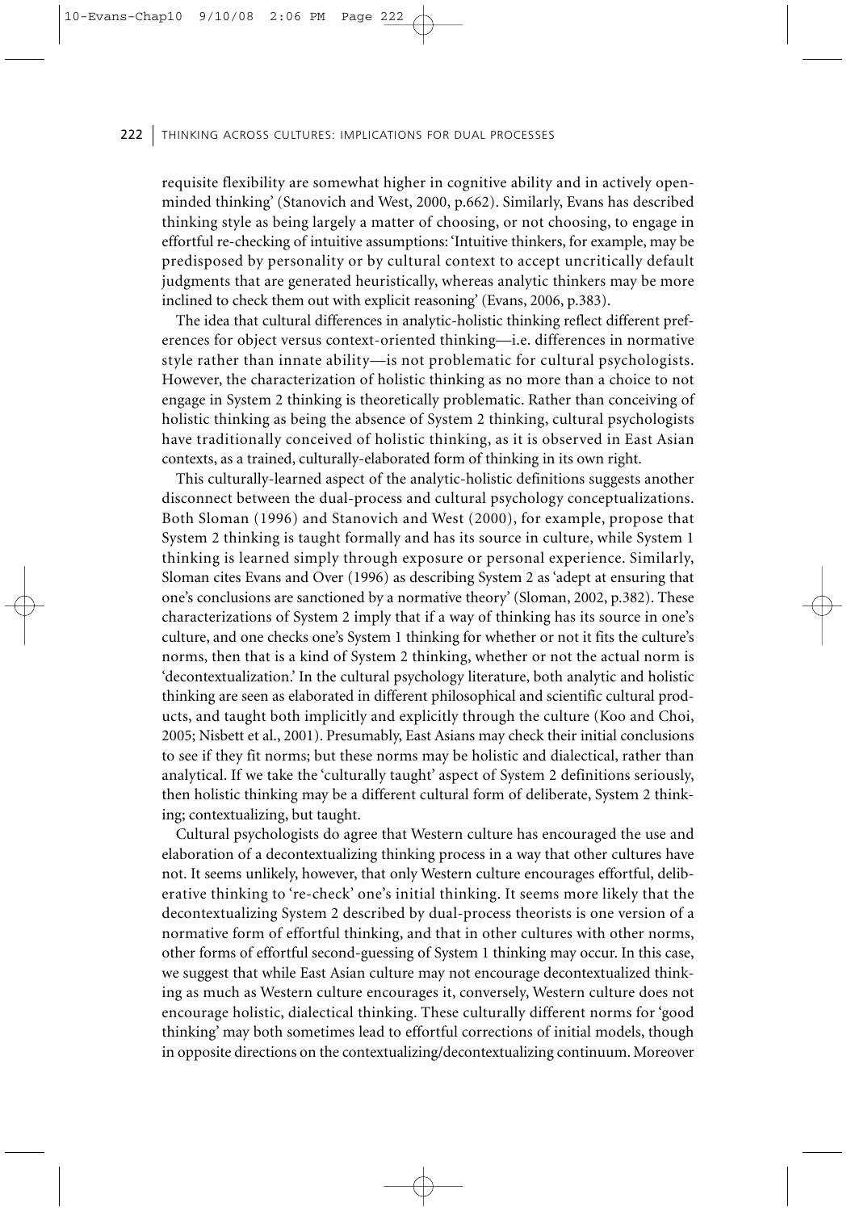requisite flexibility are somewhat higher in cognitive ability and in actively open-minded thinking' (Stanovich and West, 2000, p.662). Similarly, Evans has described thinking style as being largely a matter of choosing, or not choosing, to engage in effortful re-checking of intuitive assumptions: 'Intuitive thinkers, for example, may be predisposed by personality or by cultural context to accept uncritically default judgments that are generated heuristically, whereas analytic thinkers may be more inclined to check them out with explicit reasoning' (Evans, 2006, p.383).

The idea that cultural differences in analytic-holistic thinking reflect different preferences for object versus context-oriented thinking—i.e. differences in normative style rather than innate ability—is not problematic for cultural psychologists. However, the characterization of holistic thinking as no more than a choice to not engage in System 2 thinking is theoretically problematic. Rather than conceiving of holistic thinking as being the absence of System 2 thinking, cultural psychologists have traditionally conceived of holistic thinking, as it is observed in East Asian contexts, as a trained, culturally-elaborated form of thinking in its own right.

This culturally-learned aspect of the analytic-holistic definitions suggests another disconnect between the dual-process and cultural psychology conceptualizations. Both Sloman (1996) and Stanovich and West (2000), for example, propose that System 2 thinking is taught formally and has its source in culture, while System 1 thinking is learned simply through exposure or personal experience. Similarly, Sloman cites Evans and Over (1996) as describing System 2 as 'adept at ensuring that one's conclusions are sanctioned by a normative theory' (Sloman, 2002, p.382). These characterizations of System 2 imply that if a way of thinking has its source in one's culture, and one checks one's System 1 thinking for whether or not it fits the culture's norms, then that is a kind of System 2 thinking, whether or not the actual norm is 'decontextualization.' In the cultural psychology literature, both analytic and holistic thinking are seen as elaborated in different philosophical and scientific cultural products, and taught both implicitly and explicitly through the culture (Koo and Choi, 2005; Nisbett et al., 2001). Presumably, East Asians may check their initial conclusions to see if they fit norms; but these norms may be holistic and dialectical, rather than analytical. If we take the 'culturally taught' aspect of System 2 definitions seriously, then holistic thinking may be a different cultural form of deliberate, System 2 thinking; contextualizing, but taught.

Cultural psychologists do agree that Western culture has encouraged the use and elaboration of a decontextualizing thinking process in a way that other cultures have not. It seems unlikely, however, that only Western culture encourages effortful, deliberative thinking to 're-check' one's initial thinking. It seems more likely that the decontextualizing System 2 described by dual-process theorists is one version of a normative form of effortful thinking, and that in other cultures with other norms, other forms of effortful second-guessing of System 1 thinking may occur. In this case, we suggest that while East Asian culture may not encourage decontextualized thinking as much as Western culture encourages it, conversely, Western culture does not encourage holistic, dialectical thinking. These culturally different norms for 'good thinking' may both sometimes lead to effortful corrections of initial models, though in opposite directions on the contextualizing/decontextualizing continuum. Moreover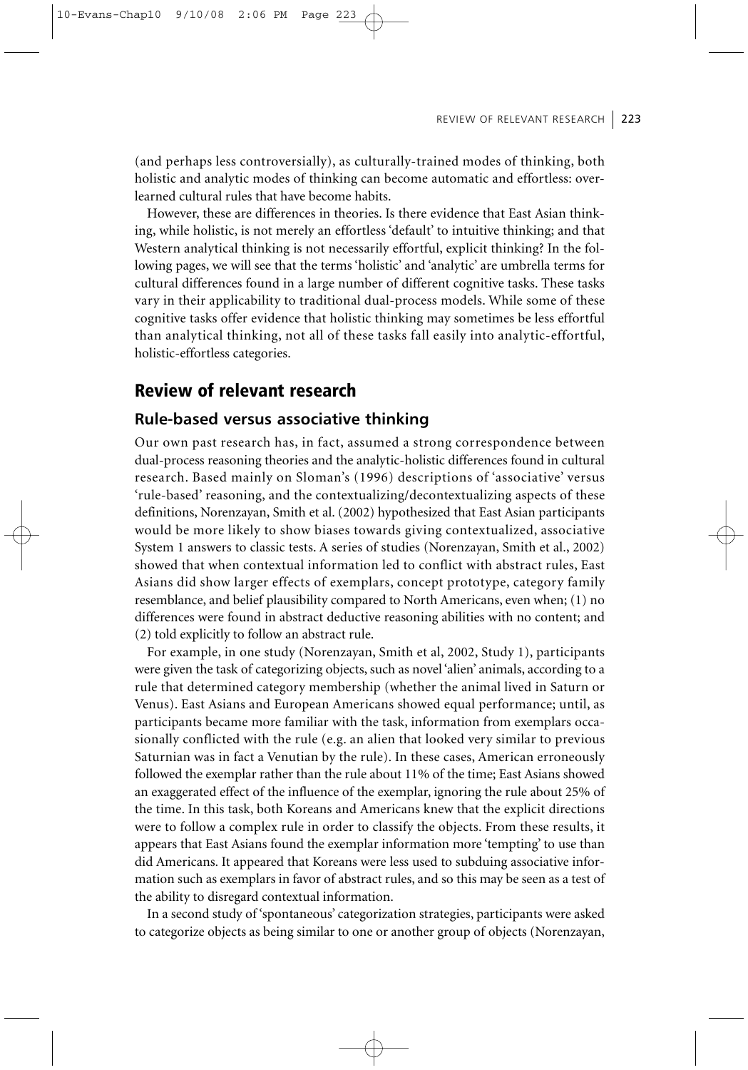(and perhaps less controversially), as culturally-trained modes of thinking, both holistic and analytic modes of thinking can become automatic and effortless: over-learned cultural rules that have become habits.

However, these are differences in theories. Is there evidence that East Asian thinking, while holistic, is not merely an effortless 'default' to intuitive thinking; and that Western analytical thinking is not necessarily effortful, explicit thinking? In the following pages, we will see that the terms 'holistic' and 'analytic' are umbrella terms for cultural differences found in a large number of different cognitive tasks. These tasks vary in their applicability to traditional dual-process models. While some of these cognitive tasks offer evidence that holistic thinking may sometimes be less effortful than analytical thinking, not all of these tasks fall easily into analytic-effortful, holistic-effortless categories.

## Review of relevant research

### Rule-based versus associative thinking

Our own past research has, in fact, assumed a strong correspondence between dual-process reasoning theories and the analytic-holistic differences found in cultural research. Based mainly on Sloman's (1996) descriptions of 'associative' versus 'rule-based' reasoning, and the contextualizing/decontextualizing aspects of these definitions, Norenzayan, Smith et al. (2002) hypothesized that East Asian participants would be more likely to show biases towards giving contextualized, associative System 1 answers to classic tests. A series of studies (Norenzayan, Smith et al., 2002) showed that when contextual information led to conflict with abstract rules, East Asians did show larger effects of exemplars, concept prototype, category family resemblance, and belief plausibility compared to North Americans, even when; (1) no differences were found in abstract deductive reasoning abilities with no content; and (2) told explicitly to follow an abstract rule.

For example, in one study (Norenzayan, Smith et al, 2002, Study 1), participants were given the task of categorizing objects, such as novel 'alien' animals, according to a rule that determined category membership (whether the animal lived in Saturn or Venus). East Asians and European Americans showed equal performance; until, as participants became more familiar with the task, information from exemplars occasionally conflicted with the rule (e.g. an alien that looked very similar to previous Saturnian was in fact a Venutian by the rule). In these cases, American erroneously followed the exemplar rather than the rule about 11% of the time; East Asians showed an exaggerated effect of the influence of the exemplar, ignoring the rule about 25% of the time. In this task, both Koreans and Americans knew that the explicit directions were to follow a complex rule in order to classify the objects. From these results, it appears that East Asians found the exemplar information more 'tempting' to use than did Americans. It appeared that Koreans were less used to subduing associative information such as exemplars in favor of abstract rules, and so this may be seen as a test of the ability to disregard contextual information.

In a second study of 'spontaneous' categorization strategies, participants were asked to categorize objects as being similar to one or another group of objects (Norenzayan,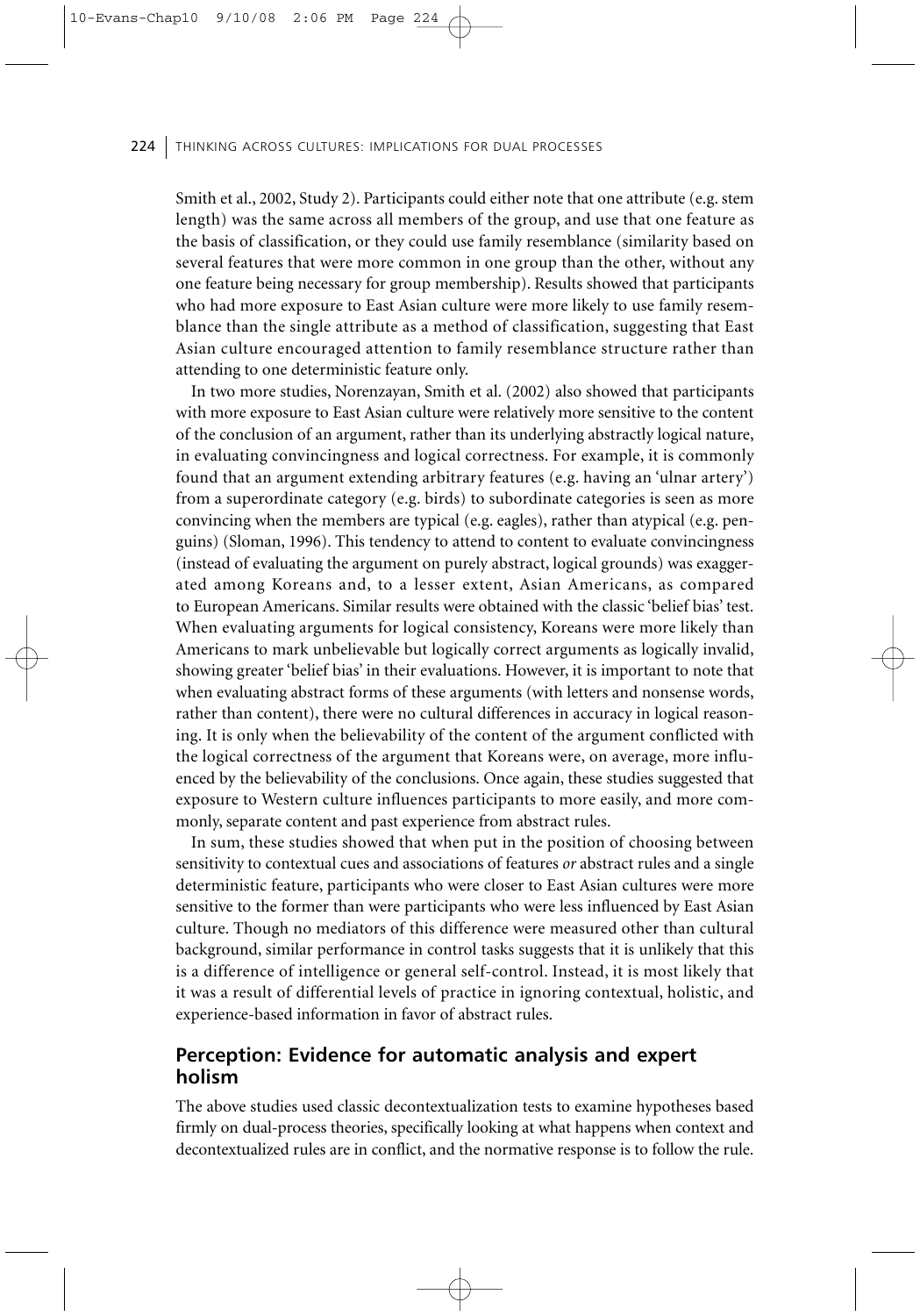Smith et al., 2002, Study 2). Participants could either note that one attribute (e.g. stem length) was the same across all members of the group, and use that one feature as the basis of classification, or they could use family resemblance (similarity based on several features that were more common in one group than the other, without any one feature being necessary for group membership). Results showed that participants who had more exposure to East Asian culture were more likely to use family resemblance than the single attribute as a method of classification, suggesting that East Asian culture encouraged attention to family resemblance structure rather than attending to one deterministic feature only.

In two more studies, Norenzayan, Smith et al. (2002) also showed that participants with more exposure to East Asian culture were relatively more sensitive to the content of the conclusion of an argument, rather than its underlying abstractly logical nature, in evaluating convincingness and logical correctness. For example, it is commonly found that an argument extending arbitrary features (e.g. having an 'ulnar artery') from a superordinate category (e.g. birds) to subordinate categories is seen as more convincing when the members are typical (e.g. eagles), rather than atypical (e.g. penguins) (Sloman, 1996). This tendency to attend to content to evaluate convincingness (instead of evaluating the argument on purely abstract, logical grounds) was exaggerated among Koreans and, to a lesser extent, Asian Americans, as compared to European Americans. Similar results were obtained with the classic 'belief bias' test. When evaluating arguments for logical consistency, Koreans were more likely than Americans to mark unbelievable but logically correct arguments as logically invalid, showing greater 'belief bias' in their evaluations. However, it is important to note that when evaluating abstract forms of these arguments (with letters and nonsense words, rather than content), there were no cultural differences in accuracy in logical reasoning. It is only when the believability of the content of the argument conflicted with the logical correctness of the argument that Koreans were, on average, more influenced by the believability of the conclusions. Once again, these studies suggested that exposure to Western culture influences participants to more easily, and more commonly, separate content and past experience from abstract rules.

In sum, these studies showed that when put in the position of choosing between sensitivity to contextual cues and associations of features *or* abstract rules and a single deterministic feature, participants who were closer to East Asian cultures were more sensitive to the former than were participants who were less influenced by East Asian culture. Though no mediators of this difference were measured other than cultural background, similar performance in control tasks suggests that it is unlikely that this is a difference of intelligence or general self-control. Instead, it is most likely that it was a result of differential levels of practice in ignoring contextual, holistic, and experience-based information in favor of abstract rules.

## Perception: Evidence for automatic analysis and expert holism

The above studies used classic decontextualization tests to examine hypotheses based firmly on dual-process theories, specifically looking at what happens when context and decontextualized rules are in conflict, and the normative response is to follow the rule.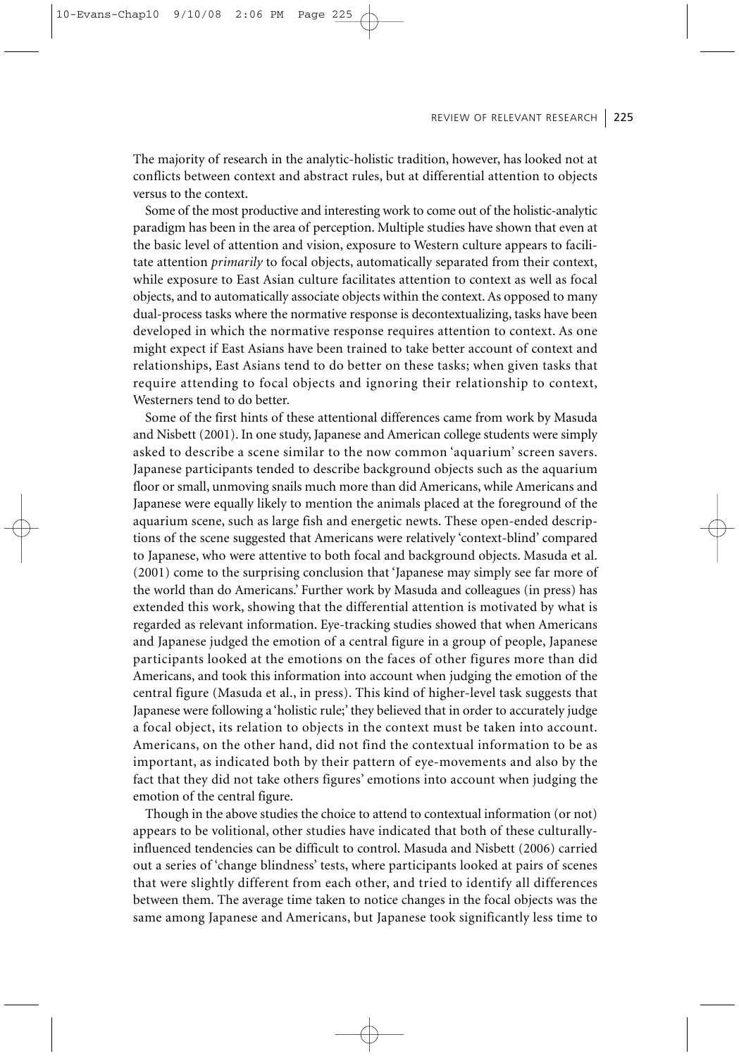The majority of research in the analytic-holistic tradition, however, has looked not at conflicts between context and abstract rules, but at differential attention to objects versus to the context.

Some of the most productive and interesting work to come out of the holistic-analytic paradigm has been in the area of perception. Multiple studies have shown that even at the basic level of attention and vision, exposure to Western culture appears to facilitate attention *primarily* to focal objects, automatically separated from their context, while exposure to East Asian culture facilitates attention to context as well as focal objects, and to automatically associate objects within the context. As opposed to many dual-process tasks where the normative response is decontextualizing, tasks have been developed in which the normative response requires attention to context. As one might expect if East Asians have been trained to take better account of context and relationships, East Asians tend to do better on these tasks; when given tasks that require attending to focal objects and ignoring their relationship to context, Westerners tend to do better.

Some of the first hints of these attentional differences came from work by Masuda and Nisbett (2001). In one study, Japanese and American college students were simply asked to describe a scene similar to the now common 'aquarium' screen savers. Japanese participants tended to describe background objects such as the aquarium floor or small, unmoving snails much more than did Americans, while Americans and Japanese were equally likely to mention the animals placed at the foreground of the aquarium scene, such as large fish and energetic newts. These open-ended descriptions of the scene suggested that Americans were relatively 'context-blind' compared to Japanese, who were attentive to both focal and background objects. Masuda et al. (2001) come to the surprising conclusion that 'Japanese may simply see far more of the world than do Americans.' Further work by Masuda and colleagues (in press) has extended this work, showing that the differential attention is motivated by what is regarded as relevant information. Eye-tracking studies showed that when Americans and Japanese judged the emotion of a central figure in a group of people, Japanese participants looked at the emotions on the faces of other figures more than did Americans, and took this information into account when judging the emotion of the central figure (Masuda et al., in press). This kind of higher-level task suggests that Japanese were following a 'holistic rule;' they believed that in order to accurately judge a focal object, its relation to objects in the context must be taken into account. Americans, on the other hand, did not find the contextual information to be as important, as indicated both by their pattern of eye-movements and also by the fact that they did not take others figures' emotions into account when judging the emotion of the central figure.

Though in the above studies the choice to attend to contextual information (or not) appears to be volitional, other studies have indicated that both of these culturally-influenced tendencies can be difficult to control. Masuda and Nisbett (2006) carried out a series of 'change blindness' tests, where participants looked at pairs of scenes that were slightly different from each other, and tried to identify all differences between them. The average time taken to notice changes in the focal objects was the same among Japanese and Americans, but Japanese took significantly less time to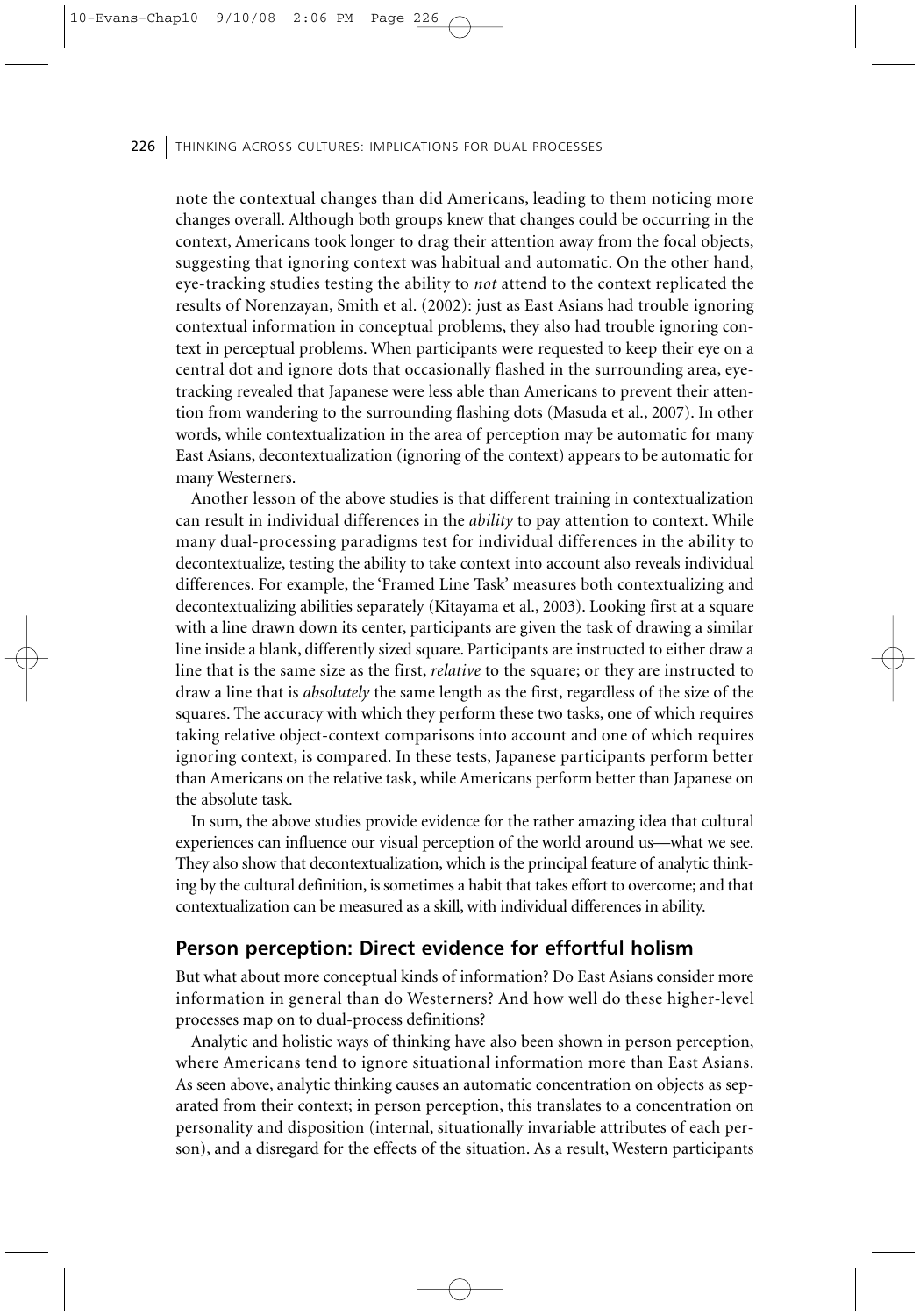note the contextual changes than did Americans, leading to them noticing more changes overall. Although both groups knew that changes could be occurring in the context, Americans took longer to drag their attention away from the focal objects, suggesting that ignoring context was habitual and automatic. On the other hand, eye-tracking studies testing the ability to *not* attend to the context replicated the results of Norenzayan, Smith et al. (2002): just as East Asians had trouble ignoring contextual information in conceptual problems, they also had trouble ignoring context in perceptual problems. When participants were requested to keep their eye on a central dot and ignore dots that occasionally flashed in the surrounding area, eye-tracking revealed that Japanese were less able than Americans to prevent their attention from wandering to the surrounding flashing dots (Masuda et al., 2007). In other words, while contextualization in the area of perception may be automatic for many East Asians, decontextualization (ignoring of the context) appears to be automatic for many Westerners.

Another lesson of the above studies is that different training in contextualization can result in individual differences in the *ability* to pay attention to context. While many dual-processing paradigms test for individual differences in the ability to decontextualize, testing the ability to take context into account also reveals individual differences. For example, the 'Framed Line Task' measures both contextualizing and decontextualizing abilities separately (Kitayama et al., 2003). Looking first at a square with a line drawn down its center, participants are given the task of drawing a similar line inside a blank, differently sized square. Participants are instructed to either draw a line that is the same size as the first, *relative* to the square; or they are instructed to draw a line that is *absolutely* the same length as the first, regardless of the size of the squares. The accuracy with which they perform these two tasks, one of which requires taking relative object-context comparisons into account and one of which requires ignoring context, is compared. In these tests, Japanese participants perform better than Americans on the relative task, while Americans perform better than Japanese on the absolute task.

In sum, the above studies provide evidence for the rather amazing idea that cultural experiences can influence our visual perception of the world around us—what we see. They also show that decontextualization, which is the principal feature of analytic thinking by the cultural definition, is sometimes a habit that takes effort to overcome; and that contextualization can be measured as a skill, with individual differences in ability.

## Person perception: Direct evidence for effortful holism

But what about more conceptual kinds of information? Do East Asians consider more information in general than do Westerners? And how well do these higher-level processes map on to dual-process definitions?

Analytic and holistic ways of thinking have also been shown in person perception, where Americans tend to ignore situational information more than East Asians. As seen above, analytic thinking causes an automatic concentration on objects as separated from their context; in person perception, this translates to a concentration on personality and disposition (internal, situationally invariable attributes of each person), and a disregard for the effects of the situation. As a result, Western participants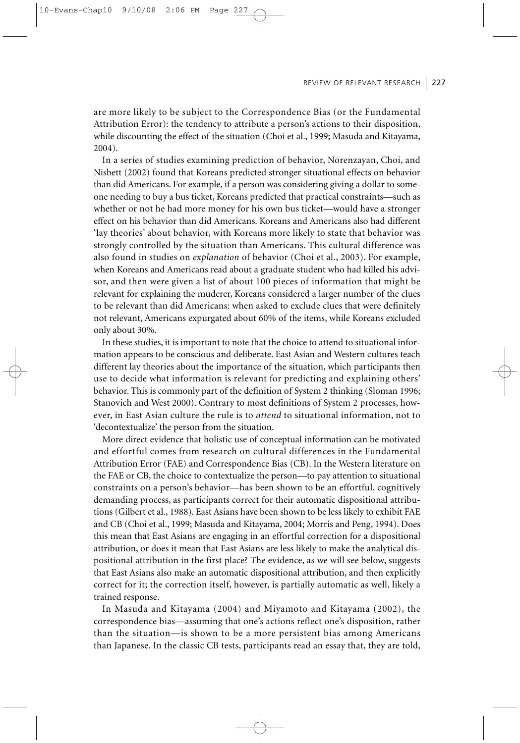are more likely to be subject to the Correspondence Bias (or the Fundamental Attribution Error): the tendency to attribute a person's actions to their disposition, while discounting the effect of the situation (Choi et al., 1999; Masuda and Kitayama, 2004).

In a series of studies examining prediction of behavior, Norenzayan, Choi, and Nisbett (2002) found that Koreans predicted stronger situational effects on behavior than did Americans. For example, if a person was considering giving a dollar to someone needing to buy a bus ticket, Koreans predicted that practical constraints—such as whether or not he had more money for his own bus ticket—would have a stronger effect on his behavior than did Americans. Koreans and Americans also had different 'lay theories' about behavior, with Koreans more likely to state that behavior was strongly controlled by the situation than Americans. This cultural difference was also found in studies on *explanation* of behavior (Choi et al., 2003). For example, when Koreans and Americans read about a graduate student who had killed his advisor, and then were given a list of about 100 pieces of information that might be relevant for explaining the muderer, Koreans considered a larger number of the clues to be relevant than did Americans: when asked to exclude clues that were definitely not relevant, Americans expurgated about 60% of the items, while Koreans excluded only about 30%.

In these studies, it is important to note that the choice to attend to situational information appears to be conscious and deliberate. East Asian and Western cultures teach different lay theories about the importance of the situation, which participants then use to decide what information is relevant for predicting and explaining others' behavior. This is commonly part of the definition of System 2 thinking (Sloman 1996; Stanovich and West 2000). Contrary to most definitions of System 2 processes, however, in East Asian culture the rule is to *attend* to situational information, not to 'decontextualize' the person from the situation.

More direct evidence that holistic use of conceptual information can be motivated and effortful comes from research on cultural differences in the Fundamental Attribution Error (FAE) and Correspondence Bias (CB). In the Western literature on the FAE or CB, the choice to contextualize the person—to pay attention to situational constraints on a person's behavior—has been shown to be an effortful, cognitively demanding process, as participants correct for their automatic dispositional attributions (Gilbert et al., 1988). East Asians have been shown to be less likely to exhibit FAE and CB (Choi et al., 1999; Masuda and Kitayama, 2004; Morris and Peng, 1994). Does this mean that East Asians are engaging in an effortful correction for a dispositional attribution, or does it mean that East Asians are less likely to make the analytical dispositional attribution in the first place? The evidence, as we will see below, suggests that East Asians also make an automatic dispositional attribution, and then explicitly correct for it; the correction itself, however, is partially automatic as well, likely a trained response.

In Masuda and Kitayama (2004) and Miyamoto and Kitayama (2002), the correspondence bias—assuming that one's actions reflect one's disposition, rather than the situation—is shown to be a more persistent bias among Americans than Japanese. In the classic CB tests, participants read an essay that, they are told,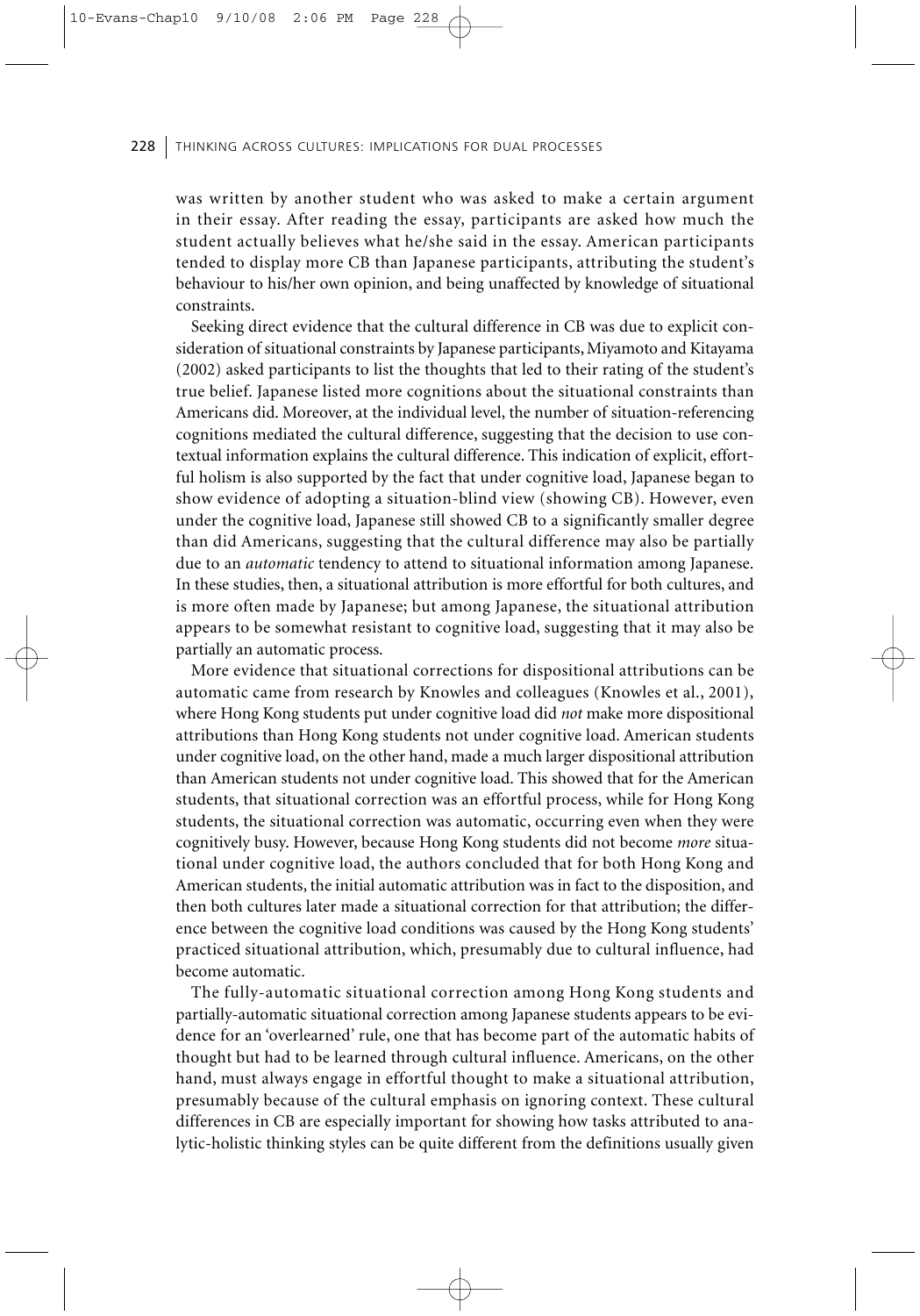was written by another student who was asked to make a certain argument in their essay. After reading the essay, participants are asked how much the student actually believes what he/she said in the essay. American participants tended to display more CB than Japanese participants, attributing the student's behaviour to his/her own opinion, and being unaffected by knowledge of situational constraints.

Seeking direct evidence that the cultural difference in CB was due to explicit consideration of situational constraints by Japanese participants, Miyamoto and Kitayama (2002) asked participants to list the thoughts that led to their rating of the student's true belief. Japanese listed more cognitions about the situational constraints than Americans did. Moreover, at the individual level, the number of situation-referencing cognitions mediated the cultural difference, suggesting that the decision to use contextual information explains the cultural difference. This indication of explicit, effortful holism is also supported by the fact that under cognitive load, Japanese began to show evidence of adopting a situation-blind view (showing CB). However, even under the cognitive load, Japanese still showed CB to a significantly smaller degree than did Americans, suggesting that the cultural difference may also be partially due to an *automatic* tendency to attend to situational information among Japanese. In these studies, then, a situational attribution is more effortful for both cultures, and is more often made by Japanese; but among Japanese, the situational attribution appears to be somewhat resistant to cognitive load, suggesting that it may also be partially an automatic process.

More evidence that situational corrections for dispositional attributions can be automatic came from research by Knowles and colleagues (Knowles et al., 2001), where Hong Kong students put under cognitive load did *not* make more dispositional attributions than Hong Kong students not under cognitive load. American students under cognitive load, on the other hand, made a much larger dispositional attribution than American students not under cognitive load. This showed that for the American students, that situational correction was an effortful process, while for Hong Kong students, the situational correction was automatic, occurring even when they were cognitively busy. However, because Hong Kong students did not become *more* situational under cognitive load, the authors concluded that for both Hong Kong and American students, the initial automatic attribution was in fact to the disposition, and then both cultures later made a situational correction for that attribution; the difference between the cognitive load conditions was caused by the Hong Kong students' practiced situational attribution, which, presumably due to cultural influence, had become automatic.

The fully-automatic situational correction among Hong Kong students and partially-automatic situational correction among Japanese students appears to be evidence for an 'overlearned' rule, one that has become part of the automatic habits of thought but had to be learned through cultural influence. Americans, on the other hand, must always engage in effortful thought to make a situational attribution, presumably because of the cultural emphasis on ignoring context. These cultural differences in CB are especially important for showing how tasks attributed to analytic-holistic thinking styles can be quite different from the definitions usually given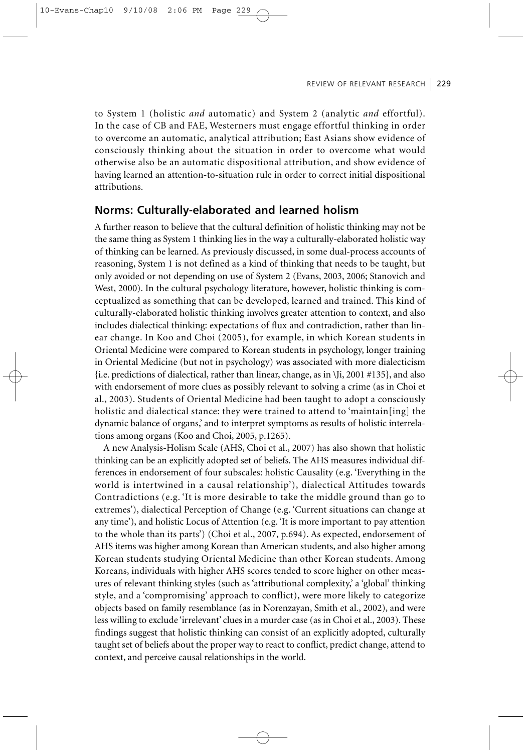to System 1 (holistic *and* automatic) and System 2 (analytic *and* effortful). In the case of CB and FAE, Westerners must engage effortful thinking in order to overcome an automatic, analytical attribution; East Asians show evidence of consciously thinking about the situation in order to overcome what would otherwise also be an automatic dispositional attribution, and show evidence of having learned an attention-to-situation rule in order to correct initial dispositional attributions.

## Norms: Culturally-elaborated and learned holism

A further reason to believe that the cultural definition of holistic thinking may not be the same thing as System 1 thinking lies in the way a culturally-elaborated holistic way of thinking can be learned. As previously discussed, in some dual-process accounts of reasoning, System 1 is not defined as a kind of thinking that needs to be taught, but only avoided or not depending on use of System 2 (Evans, 2003, 2006; Stanovich and West, 2000). In the cultural psychology literature, however, holistic thinking is conceptualized as something that can be developed, learned and trained. This kind of culturally-elaborated holistic thinking involves greater attention to context, and also includes dialectical thinking: expectations of flux and contradiction, rather than linear change. In Koo and Choi (2005), for example, in which Korean students in Oriental Medicine were compared to Korean students in psychology, longer training in Oriental Medicine (but not in psychology) was associated with more dialecticism {i.e. predictions of dialectical, rather than linear, change, as in \Ji, 2001 #135}, and also with endorsement of more clues as possibly relevant to solving a crime (as in Choi et al., 2003). Students of Oriental Medicine had been taught to adopt a consciously holistic and dialectical stance: they were trained to attend to 'maintain[ing] the dynamic balance of organs,' and to interpret symptoms as results of holistic interrelations among organs (Koo and Choi, 2005, p.1265).

A new Analysis-Holism Scale (AHS, Choi et al., 2007) has also shown that holistic thinking can be an explicitly adopted set of beliefs. The AHS measures individual differences in endorsement of four subscales: holistic Causality (e.g. 'Everything in the world is intertwined in a causal relationship'), dialectical Attitudes towards Contradictions (e.g. 'It is more desirable to take the middle ground than go to extremes'), dialectical Perception of Change (e.g. 'Current situations can change at any time'), and holistic Locus of Attention (e.g. 'It is more important to pay attention to the whole than its parts') (Choi et al., 2007, p.694). As expected, endorsement of AHS items was higher among Korean than American students, and also higher among Korean students studying Oriental Medicine than other Korean students. Among Koreans, individuals with higher AHS scores tended to score higher on other measures of relevant thinking styles (such as 'attributional complexity,' a 'global' thinking style, and a 'compromising' approach to conflict), were more likely to categorize objects based on family resemblance (as in Norenzayan, Smith et al., 2002), and were less willing to exclude 'irrelevant' clues in a murder case (as in Choi et al., 2003). These findings suggest that holistic thinking can consist of an explicitly adopted, culturally taught set of beliefs about the proper way to react to conflict, predict change, attend to context, and perceive causal relationships in the world.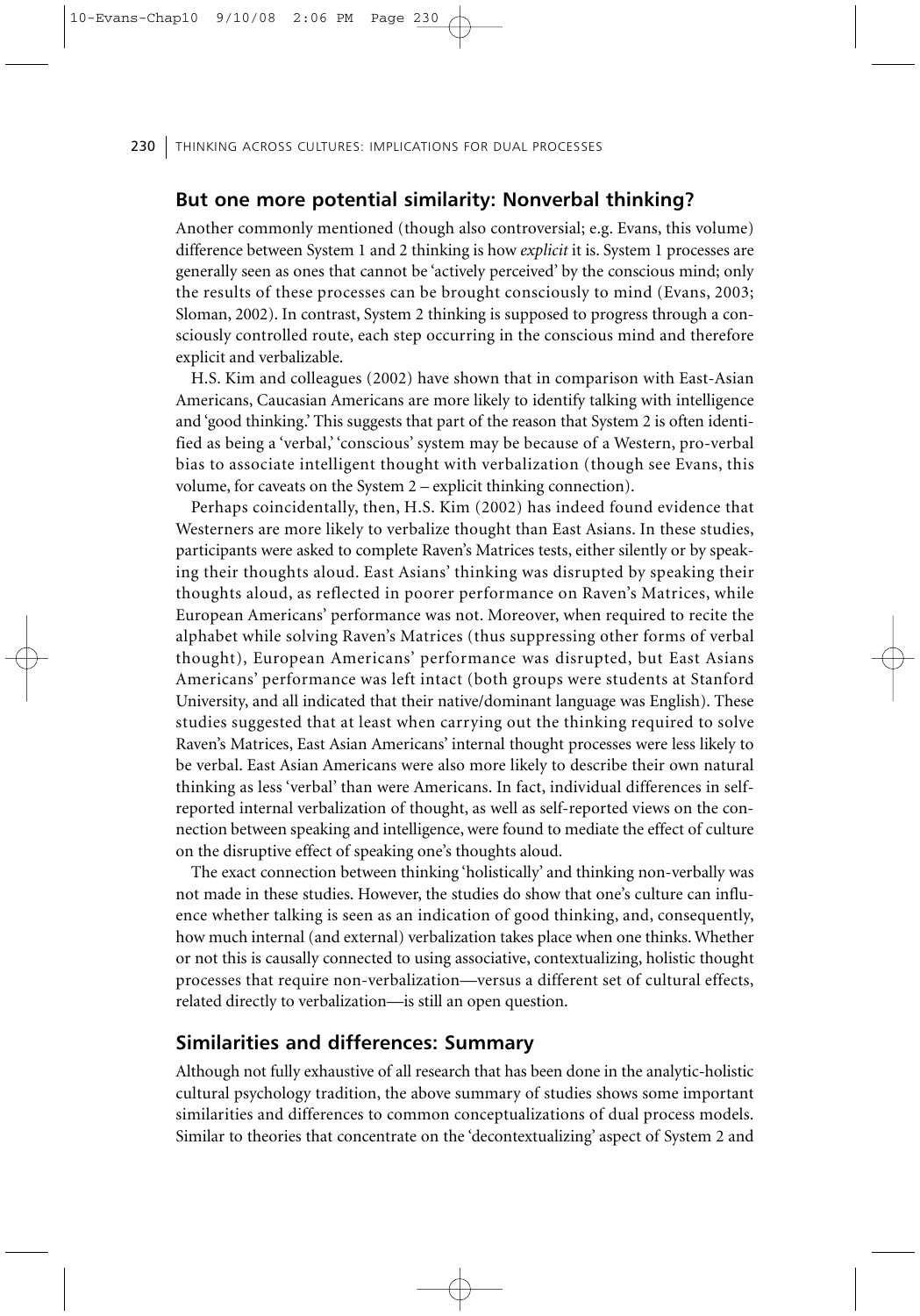## But one more potential similarity: Nonverbal thinking?

Another commonly mentioned (though also controversial; e.g. Evans, this volume) difference between System 1 and 2 thinking is how *explicit* it is. System 1 processes are generally seen as ones that cannot be 'actively perceived' by the conscious mind; only the results of these processes can be brought consciously to mind (Evans, 2003; Sloman, 2002). In contrast, System 2 thinking is supposed to progress through a consciously controlled route, each step occurring in the conscious mind and therefore explicit and verbalizable.

H.S. Kim and colleagues (2002) have shown that in comparison with East-Asian Americans, Caucasian Americans are more likely to identify talking with intelligence and 'good thinking.' This suggests that part of the reason that System 2 is often identified as being a 'verbal,' 'conscious' system may be because of a Western, pro-verbal bias to associate intelligent thought with verbalization (though see Evans, this volume, for caveats on the System 2 – explicit thinking connection).

Perhaps coincidentally, then, H.S. Kim (2002) has indeed found evidence that Westerners are more likely to verbalize thought than East Asians. In these studies, participants were asked to complete Raven's Matrices tests, either silently or by speaking their thoughts aloud. East Asians' thinking was disrupted by speaking their thoughts aloud, as reflected in poorer performance on Raven's Matrices, while European Americans' performance was not. Moreover, when required to recite the alphabet while solving Raven's Matrices (thus suppressing other forms of verbal thought), European Americans' performance was disrupted, but East Asians Americans' performance was left intact (both groups were students at Stanford University, and all indicated that their native/dominant language was English). These studies suggested that at least when carrying out the thinking required to solve Raven's Matrices, East Asian Americans' internal thought processes were less likely to be verbal. East Asian Americans were also more likely to describe their own natural thinking as less 'verbal' than were Americans. In fact, individual differences in self-reported internal verbalization of thought, as well as self-reported views on the connection between speaking and intelligence, were found to mediate the effect of culture on the disruptive effect of speaking one's thoughts aloud.

The exact connection between thinking 'holistically' and thinking non-verbally was not made in these studies. However, the studies do show that one's culture can influence whether talking is seen as an indication of good thinking, and, consequently, how much internal (and external) verbalization takes place when one thinks. Whether or not this is causally connected to using associative, contextualizing, holistic thought processes that require non-verbalization—versus a different set of cultural effects, related directly to verbalization—is still an open question.

## Similarities and differences: Summary

Although not fully exhaustive of all research that has been done in the analytic-holistic cultural psychology tradition, the above summary of studies shows some important similarities and differences to common conceptualizations of dual process models. Similar to theories that concentrate on the 'decontextualizing' aspect of System 2 and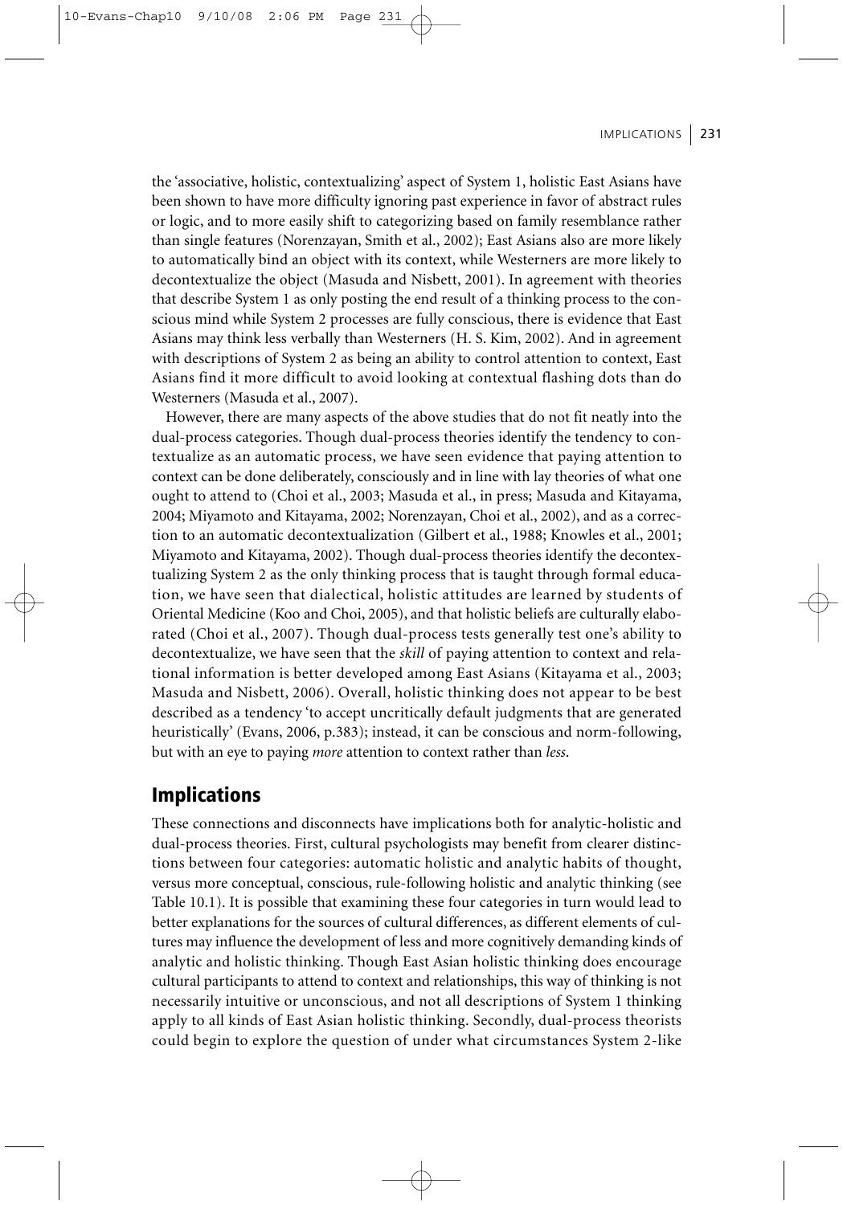the 'associative, holistic, contextualizing' aspect of System 1, holistic East Asians have been shown to have more difficulty ignoring past experience in favor of abstract rules or logic, and to more easily shift to categorizing based on family resemblance rather than single features (Norenzayan, Smith et al., 2002); East Asians also are more likely to automatically bind an object with its context, while Westerners are more likely to decontextualize the object (Masuda and Nisbett, 2001). In agreement with theories that describe System 1 as only posting the end result of a thinking process to the conscious mind while System 2 processes are fully conscious, there is evidence that East Asians may think less verbally than Westerners (H. S. Kim, 2002). And in agreement with descriptions of System 2 as being an ability to control attention to context, East Asians find it more difficult to avoid looking at contextual flashing dots than do Westerners (Masuda et al., 2007).

However, there are many aspects of the above studies that do not fit neatly into the dual-process categories. Though dual-process theories identify the tendency to contextualize as an automatic process, we have seen evidence that paying attention to context can be done deliberately, consciously and in line with lay theories of what one ought to attend to (Choi et al., 2003; Masuda et al., in press; Masuda and Kitayama, 2004; Miyamoto and Kitayama, 2002; Norenzayan, Choi et al., 2002), and as a correction to an automatic decontextualization (Gilbert et al., 1988; Knowles et al., 2001; Miyamoto and Kitayama, 2002). Though dual-process theories identify the decontextualizing System 2 as the only thinking process that is taught through formal education, we have seen that dialectical, holistic attitudes are learned by students of Oriental Medicine (Koo and Choi, 2005), and that holistic beliefs are culturally elaborated (Choi et al., 2007). Though dual-process tests generally test one's ability to decontextualize, we have seen that the *skill* of paying attention to context and relational information is better developed among East Asians (Kitayama et al., 2003; Masuda and Nisbett, 2006). Overall, holistic thinking does not appear to be best described as a tendency 'to accept uncritically default judgments that are generated heuristically' (Evans, 2006, p.383); instead, it can be conscious and norm-following, but with an eye to paying *more* attention to context rather than *less*.

## Implications

These connections and disconnects have implications both for analytic-holistic and dual-process theories. First, cultural psychologists may benefit from clearer distinctions between four categories: automatic holistic and analytic habits of thought, versus more conceptual, conscious, rule-following holistic and analytic thinking (see Table 10.1). It is possible that examining these four categories in turn would lead to better explanations for the sources of cultural differences, as different elements of cultures may influence the development of less and more cognitively demanding kinds of analytic and holistic thinking. Though East Asian holistic thinking does encourage cultural participants to attend to context and relationships, this way of thinking is not necessarily intuitive or unconscious, and not all descriptions of System 1 thinking apply to all kinds of East Asian holistic thinking. Secondly, dual-process theorists could begin to explore the question of under what circumstances System 2-like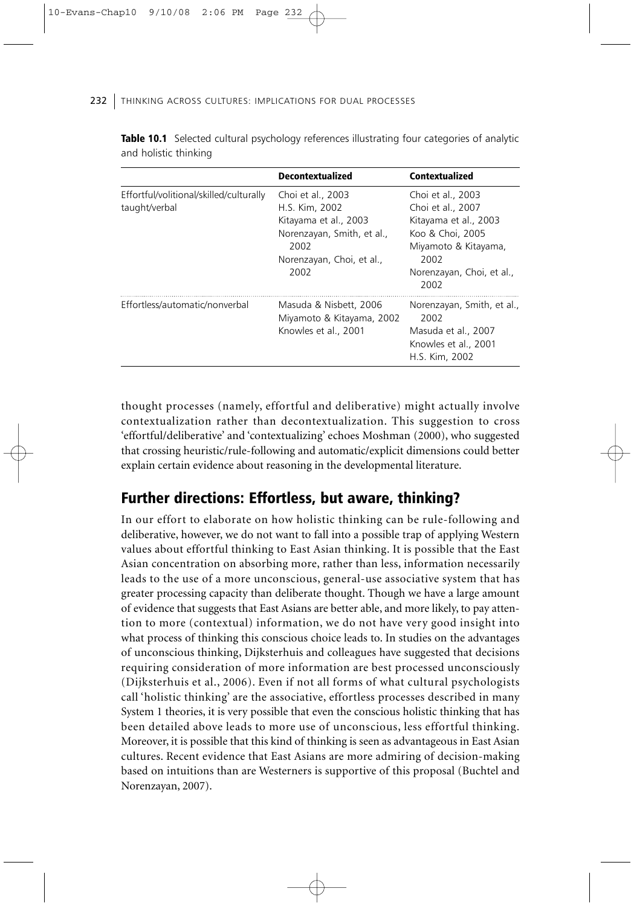**Table 10.1** Selected cultural psychology references illustrating four categories of analytic and holistic thinking

| | **Decontextualized** | **Contextualized** |
|---|---|---|
| Effortful/volitional/skilled/culturally taught/verbal | Choi et al., 2003<br>H.S. Kim, 2002<br>Kitayama et al., 2003<br>Norenzayan, Smith, et al., 2002<br>Norenzayan, Choi, et al., 2002 | Choi et al., 2003<br>Choi et al., 2007<br>Kitayama et al., 2003<br>Koo & Choi, 2005<br>Miyamoto & Kitayama, 2002<br>Norenzayan, Choi, et al., 2002 |
| Effortless/automatic/nonverbal | Masuda & Nisbett, 2006<br>Miyamoto & Kitayama, 2002<br>Knowles et al., 2001 | Norenzayan, Smith, et al., 2002<br>Masuda et al., 2007<br>Knowles et al., 2001<br>H.S. Kim, 2002 |

thought processes (namely, effortful and deliberative) might actually involve contextualization rather than decontextualization. This suggestion to cross 'effortful/deliberative' and 'contextualizing' echoes Moshman (2000), who suggested that crossing heuristic/rule-following and automatic/explicit dimensions could better explain certain evidence about reasoning in the developmental literature.

## Further directions: Effortless, but aware, thinking?

In our effort to elaborate on how holistic thinking can be rule-following and deliberative, however, we do not want to fall into a possible trap of applying Western values about effortful thinking to East Asian thinking. It is possible that the East Asian concentration on absorbing more, rather than less, information necessarily leads to the use of a more unconscious, general-use associative system that has greater processing capacity than deliberate thought. Though we have a large amount of evidence that suggests that East Asians are better able, and more likely, to pay attention to more (contextual) information, we do not have very good insight into what process of thinking this conscious choice leads to. In studies on the advantages of unconscious thinking, Dijksterhuis and colleagues have suggested that decisions requiring consideration of more information are best processed unconsciously (Dijksterhuis et al., 2006). Even if not all forms of what cultural psychologists call 'holistic thinking' are the associative, effortless processes described in many System 1 theories, it is very possible that even the conscious holistic thinking that has been detailed above leads to more use of unconscious, less effortful thinking. Moreover, it is possible that this kind of thinking is seen as advantageous in East Asian cultures. Recent evidence that East Asians are more admiring of decision-making based on intuitions than are Westerners is supportive of this proposal (Buchtel and Norenzayan, 2007).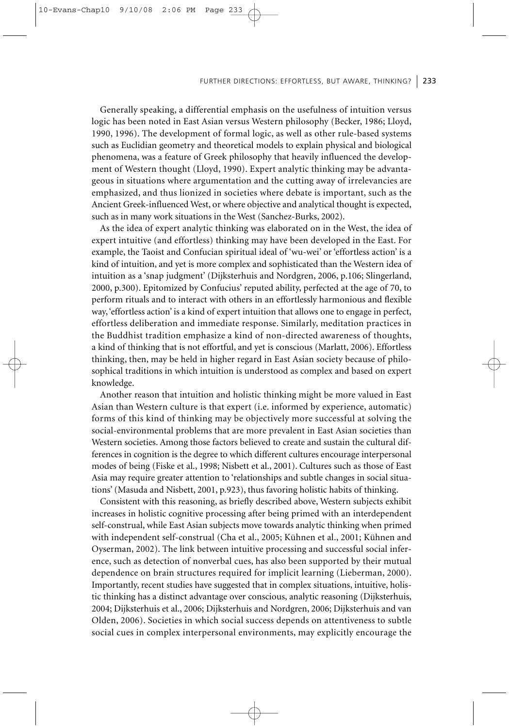Generally speaking, a differential emphasis on the usefulness of intuition versus logic has been noted in East Asian versus Western philosophy (Becker, 1986; Lloyd, 1990, 1996). The development of formal logic, as well as other rule-based systems such as Euclidian geometry and theoretical models to explain physical and biological phenomena, was a feature of Greek philosophy that heavily influenced the development of Western thought (Lloyd, 1990). Expert analytic thinking may be advantageous in situations where argumentation and the cutting away of irrelevancies are emphasized, and thus lionized in societies where debate is important, such as the Ancient Greek-influenced West, or where objective and analytical thought is expected, such as in many work situations in the West (Sanchez-Burks, 2002).

As the idea of expert analytic thinking was elaborated on in the West, the idea of expert intuitive (and effortless) thinking may have been developed in the East. For example, the Taoist and Confucian spiritual ideal of 'wu-wei' or 'effortless action' is a kind of intuition, and yet is more complex and sophisticated than the Western idea of intuition as a 'snap judgment' (Dijksterhuis and Nordgren, 2006, p.106; Slingerland, 2000, p.300). Epitomized by Confucius' reputed ability, perfected at the age of 70, to perform rituals and to interact with others in an effortlessly harmonious and flexible way, 'effortless action' is a kind of expert intuition that allows one to engage in perfect, effortless deliberation and immediate response. Similarly, meditation practices in the Buddhist tradition emphasize a kind of non-directed awareness of thoughts, a kind of thinking that is not effortful, and yet is conscious (Marlatt, 2006). Effortless thinking, then, may be held in higher regard in East Asian society because of philosophical traditions in which intuition is understood as complex and based on expert knowledge.

Another reason that intuition and holistic thinking might be more valued in East Asian than Western culture is that expert (i.e. informed by experience, automatic) forms of this kind of thinking may be objectively more successful at solving the social-environmental problems that are more prevalent in East Asian societies than Western societies. Among those factors believed to create and sustain the cultural differences in cognition is the degree to which different cultures encourage interpersonal modes of being (Fiske et al., 1998; Nisbett et al., 2001). Cultures such as those of East Asia may require greater attention to 'relationships and subtle changes in social situations' (Masuda and Nisbett, 2001, p.923), thus favoring holistic habits of thinking.

Consistent with this reasoning, as briefly described above, Western subjects exhibit increases in holistic cognitive processing after being primed with an interdependent self-construal, while East Asian subjects move towards analytic thinking when primed with independent self-construal (Cha et al., 2005; Kühnen et al., 2001; Kühnen and Oyserman, 2002). The link between intuitive processing and successful social inference, such as detection of nonverbal cues, has also been supported by their mutual dependence on brain structures required for implicit learning (Lieberman, 2000). Importantly, recent studies have suggested that in complex situations, intuitive, holistic thinking has a distinct advantage over conscious, analytic reasoning (Dijksterhuis, 2004; Dijksterhuis et al., 2006; Dijksterhuis and Nordgren, 2006; Dijksterhuis and van Olden, 2006). Societies in which social success depends on attentiveness to subtle social cues in complex interpersonal environments, may explicitly encourage the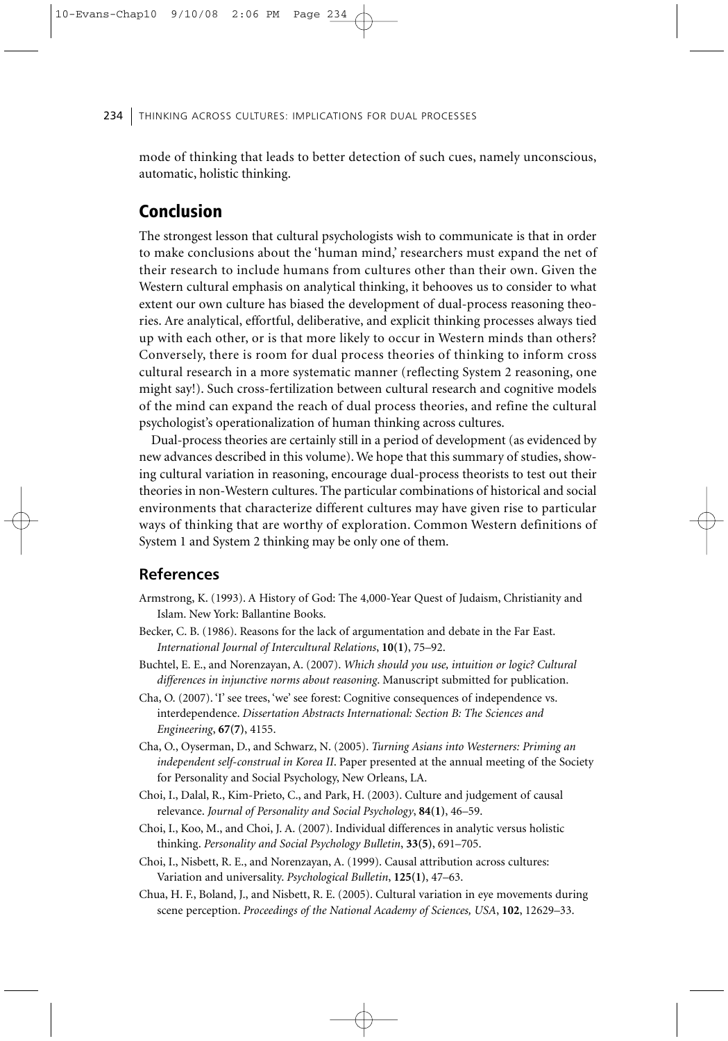mode of thinking that leads to better detection of such cues, namely unconscious, automatic, holistic thinking.

## Conclusion

The strongest lesson that cultural psychologists wish to communicate is that in order to make conclusions about the 'human mind,' researchers must expand the net of their research to include humans from cultures other than their own. Given the Western cultural emphasis on analytical thinking, it behooves us to consider to what extent our own culture has biased the development of dual-process reasoning theories. Are analytical, effortful, deliberative, and explicit thinking processes always tied up with each other, or is that more likely to occur in Western minds than others? Conversely, there is room for dual process theories of thinking to inform cross cultural research in a more systematic manner (reflecting System 2 reasoning, one might say!). Such cross-fertilization between cultural research and cognitive models of the mind can expand the reach of dual process theories, and refine the cultural psychologist's operationalization of human thinking across cultures.

Dual-process theories are certainly still in a period of development (as evidenced by new advances described in this volume). We hope that this summary of studies, showing cultural variation in reasoning, encourage dual-process theorists to test out their theories in non-Western cultures. The particular combinations of historical and social environments that characterize different cultures may have given rise to particular ways of thinking that are worthy of exploration. Common Western definitions of System 1 and System 2 thinking may be only one of them.

## References

Armstrong, K. (1993). A History of God: The 4,000-Year Quest of Judaism, Christianity and Islam. New York: Ballantine Books.

Becker, C. B. (1986). Reasons for the lack of argumentation and debate in the Far East. *International Journal of Intercultural Relations*, **10(1)**, 75–92.

Buchtel, E. E., and Norenzayan, A. (2007). *Which should you use, intuition or logic? Cultural differences in injunctive norms about reasoning*. Manuscript submitted for publication.

Cha, O. (2007). 'I' see trees, 'we' see forest: Cognitive consequences of independence vs. interdependence. *Dissertation Abstracts International: Section B: The Sciences and Engineering*, **67(7)**, 4155.

Cha, O., Oyserman, D., and Schwarz, N. (2005). *Turning Asians into Westerners: Priming an independent self-construal in Korea II*. Paper presented at the annual meeting of the Society for Personality and Social Psychology, New Orleans, LA.

Choi, I., Dalal, R., Kim-Prieto, C., and Park, H. (2003). Culture and judgement of causal relevance. *Journal of Personality and Social Psychology*, **84(1)**, 46–59.

Choi, I., Koo, M., and Choi, J. A. (2007). Individual differences in analytic versus holistic thinking. *Personality and Social Psychology Bulletin*, **33(5)**, 691–705.

Choi, I., Nisbett, R. E., and Norenzayan, A. (1999). Causal attribution across cultures: Variation and universality. *Psychological Bulletin*, **125(1)**, 47–63.

Chua, H. F., Boland, J., and Nisbett, R. E. (2005). Cultural variation in eye movements during scene perception. *Proceedings of the National Academy of Sciences, USA*, **102**, 12629–33.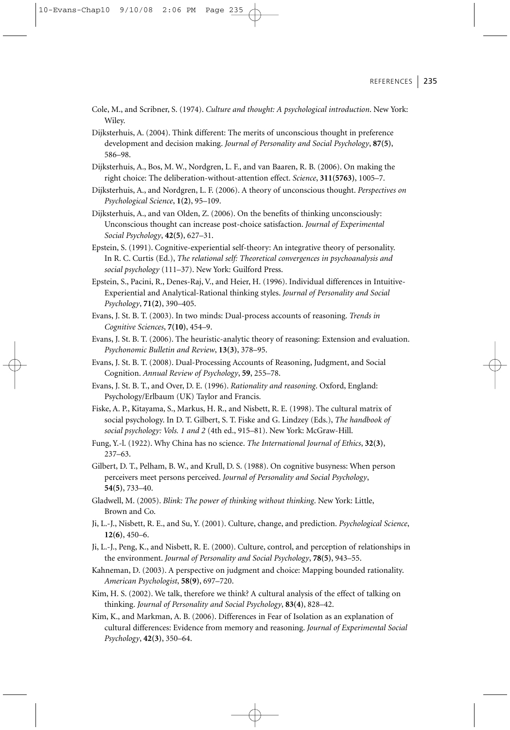Cole, M., and Scribner, S. (1974). *Culture and thought: A psychological introduction*. New York: Wiley.

Dijksterhuis, A. (2004). Think different: The merits of unconscious thought in preference development and decision making. *Journal of Personality and Social Psychology*, **87(5)**, 586–98.

Dijksterhuis, A., Bos, M. W., Nordgren, L. F., and van Baaren, R. B. (2006). On making the right choice: The deliberation-without-attention effect. *Science*, **311(5763)**, 1005–7.

Dijksterhuis, A., and Nordgren, L. F. (2006). A theory of unconscious thought. *Perspectives on Psychological Science*, **1(2)**, 95–109.

Dijksterhuis, A., and van Olden, Z. (2006). On the benefits of thinking unconsciously: Unconscious thought can increase post-choice satisfaction. *Journal of Experimental Social Psychology*, **42(5)**, 627–31.

Epstein, S. (1991). Cognitive-experiential self-theory: An integrative theory of personality. In R. C. Curtis (Ed.), *The relational self: Theoretical convergences in psychoanalysis and social psychology* (111–37). New York: Guilford Press.

Epstein, S., Pacini, R., Denes-Raj, V., and Heier, H. (1996). Individual differences in Intuitive-Experiential and Analytical-Rational thinking styles. *Journal of Personality and Social Psychology*, **71(2)**, 390–405.

Evans, J. St. B. T. (2003). In two minds: Dual-process accounts of reasoning. *Trends in Cognitive Sciences*, **7(10)**, 454–9.

Evans, J. St. B. T. (2006). The heuristic-analytic theory of reasoning: Extension and evaluation. *Psychonomic Bulletin and Review*, **13(3)**, 378–95.

Evans, J. St. B. T. (2008). Dual-Processing Accounts of Reasoning, Judgment, and Social Cognition. *Annual Review of Psychology*, **59**, 255–78.

Evans, J. St. B. T., and Over, D. E. (1996). *Rationality and reasoning*. Oxford, England: Psychology/Erlbaum (UK) Taylor and Francis.

Fiske, A. P., Kitayama, S., Markus, H. R., and Nisbett, R. E. (1998). The cultural matrix of social psychology. In D. T. Gilbert, S. T. Fiske and G. Lindzey (Eds.), *The handbook of social psychology: Vols. 1 and 2* (4th ed., 915–81). New York: McGraw-Hill.

Fung, Y.-l. (1922). Why China has no science. *The International Journal of Ethics*, **32(3)**, 237–63.

Gilbert, D. T., Pelham, B. W., and Krull, D. S. (1988). On cognitive busyness: When person perceivers meet persons perceived. *Journal of Personality and Social Psychology*, **54(5)**, 733–40.

Gladwell, M. (2005). *Blink: The power of thinking without thinking*. New York: Little, Brown and Co.

Ji, L.-J., Nisbett, R. E., and Su, Y. (2001). Culture, change, and prediction. *Psychological Science*, **12(6)**, 450–6.

Ji, L.-J., Peng, K., and Nisbett, R. E. (2000). Culture, control, and perception of relationships in the environment. *Journal of Personality and Social Psychology*, **78(5)**, 943–55.

Kahneman, D. (2003). A perspective on judgment and choice: Mapping bounded rationality. *American Psychologist*, **58(9)**, 697–720.

Kim, H. S. (2002). We talk, therefore we think? A cultural analysis of the effect of talking on thinking. *Journal of Personality and Social Psychology*, **83(4)**, 828–42.

Kim, K., and Markman, A. B. (2006). Differences in Fear of Isolation as an explanation of cultural differences: Evidence from memory and reasoning. *Journal of Experimental Social Psychology*, **42(3)**, 350–64.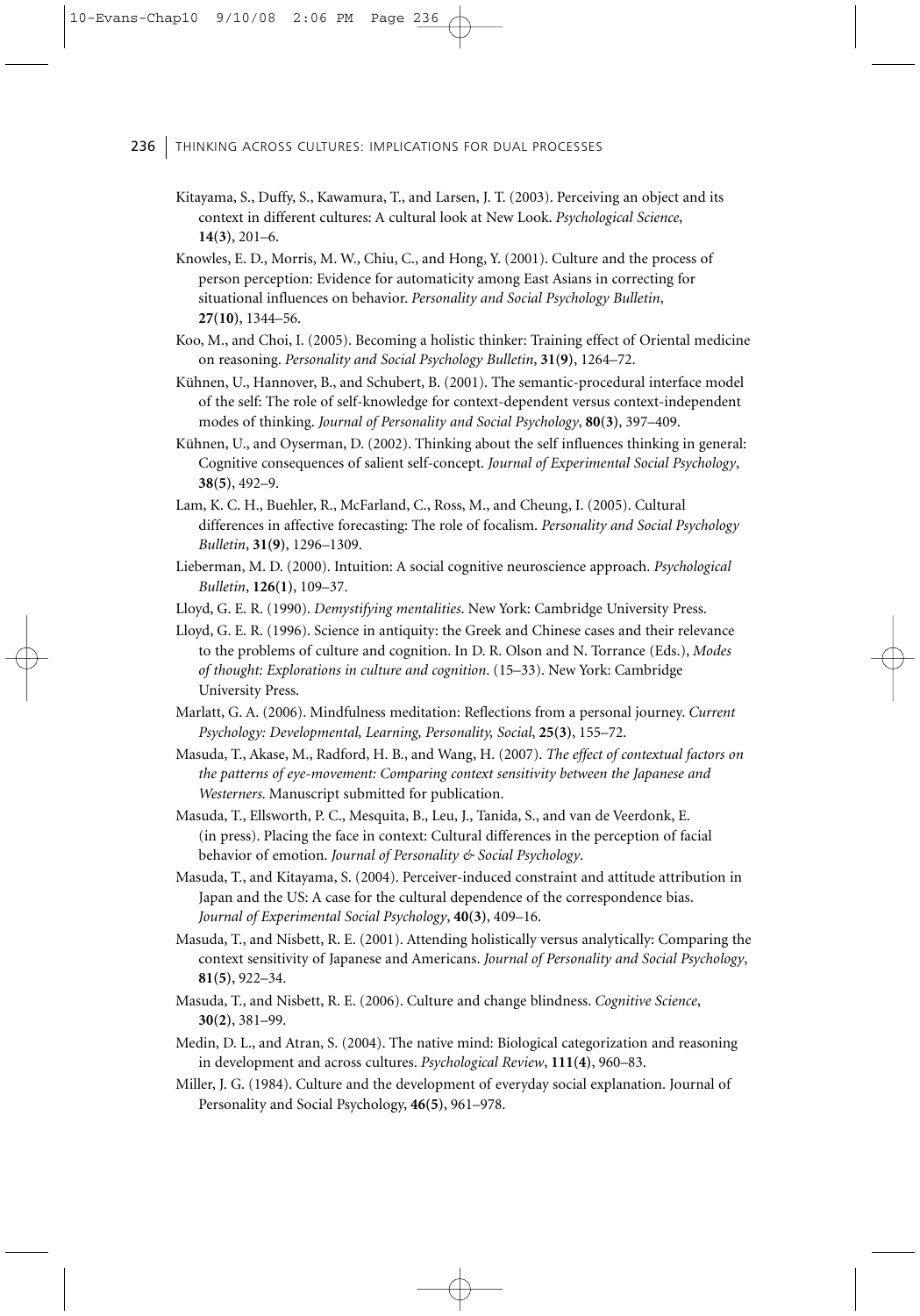Kitayama, S., Duffy, S., Kawamura, T., and Larsen, J. T. (2003). Perceiving an object and its context in different cultures: A cultural look at New Look. *Psychological Science*, **14(3)**, 201–6.

Knowles, E. D., Morris, M. W., Chiu, C., and Hong, Y. (2001). Culture and the process of person perception: Evidence for automaticity among East Asians in correcting for situational influences on behavior. *Personality and Social Psychology Bulletin*, **27(10)**, 1344–56.

Koo, M., and Choi, I. (2005). Becoming a holistic thinker: Training effect of Oriental medicine on reasoning. *Personality and Social Psychology Bulletin*, **31(9)**, 1264–72.

Kühnen, U., Hannover, B., and Schubert, B. (2001). The semantic-procedural interface model of the self: The role of self-knowledge for context-dependent versus context-independent modes of thinking. *Journal of Personality and Social Psychology*, **80(3)**, 397–409.

Kühnen, U., and Oyserman, D. (2002). Thinking about the self influences thinking in general: Cognitive consequences of salient self-concept. *Journal of Experimental Social Psychology*, **38(5)**, 492–9.

Lam, K. C. H., Buehler, R., McFarland, C., Ross, M., and Cheung, I. (2005). Cultural differences in affective forecasting: The role of focalism. *Personality and Social Psychology Bulletin*, **31(9)**, 1296–1309.

Lieberman, M. D. (2000). Intuition: A social cognitive neuroscience approach. *Psychological Bulletin*, **126(1)**, 109–37.

Lloyd, G. E. R. (1990). *Demystifying mentalities*. New York: Cambridge University Press.

Lloyd, G. E. R. (1996). Science in antiquity: the Greek and Chinese cases and their relevance to the problems of culture and cognition. In D. R. Olson and N. Torrance (Eds.), *Modes of thought: Explorations in culture and cognition*. (15–33). New York: Cambridge University Press.

Marlatt, G. A. (2006). Mindfulness meditation: Reflections from a personal journey. *Current Psychology: Developmental, Learning, Personality, Social*, **25(3)**, 155–72.

Masuda, T., Akase, M., Radford, H. B., and Wang, H. (2007). *The effect of contextual factors on the patterns of eye-movement: Comparing context sensitivity between the Japanese and Westerners*. Manuscript submitted for publication.

Masuda, T., Ellsworth, P. C., Mesquita, B., Leu, J., Tanida, S., and van de Veerdonk, E. (in press). Placing the face in context: Cultural differences in the perception of facial behavior of emotion. *Journal of Personality & Social Psychology*.

Masuda, T., and Kitayama, S. (2004). Perceiver-induced constraint and attitude attribution in Japan and the US: A case for the cultural dependence of the correspondence bias. *Journal of Experimental Social Psychology*, **40(3)**, 409–16.

Masuda, T., and Nisbett, R. E. (2001). Attending holistically versus analytically: Comparing the context sensitivity of Japanese and Americans. *Journal of Personality and Social Psychology*, **81(5)**, 922–34.

Masuda, T., and Nisbett, R. E. (2006). Culture and change blindness. *Cognitive Science*, **30(2)**, 381–99.

Medin, D. L., and Atran, S. (2004). The native mind: Biological categorization and reasoning in development and across cultures. *Psychological Review*, **111(4)**, 960–83.

Miller, J. G. (1984). Culture and the development of everyday social explanation. Journal of Personality and Social Psychology, **46(5)**, 961–978.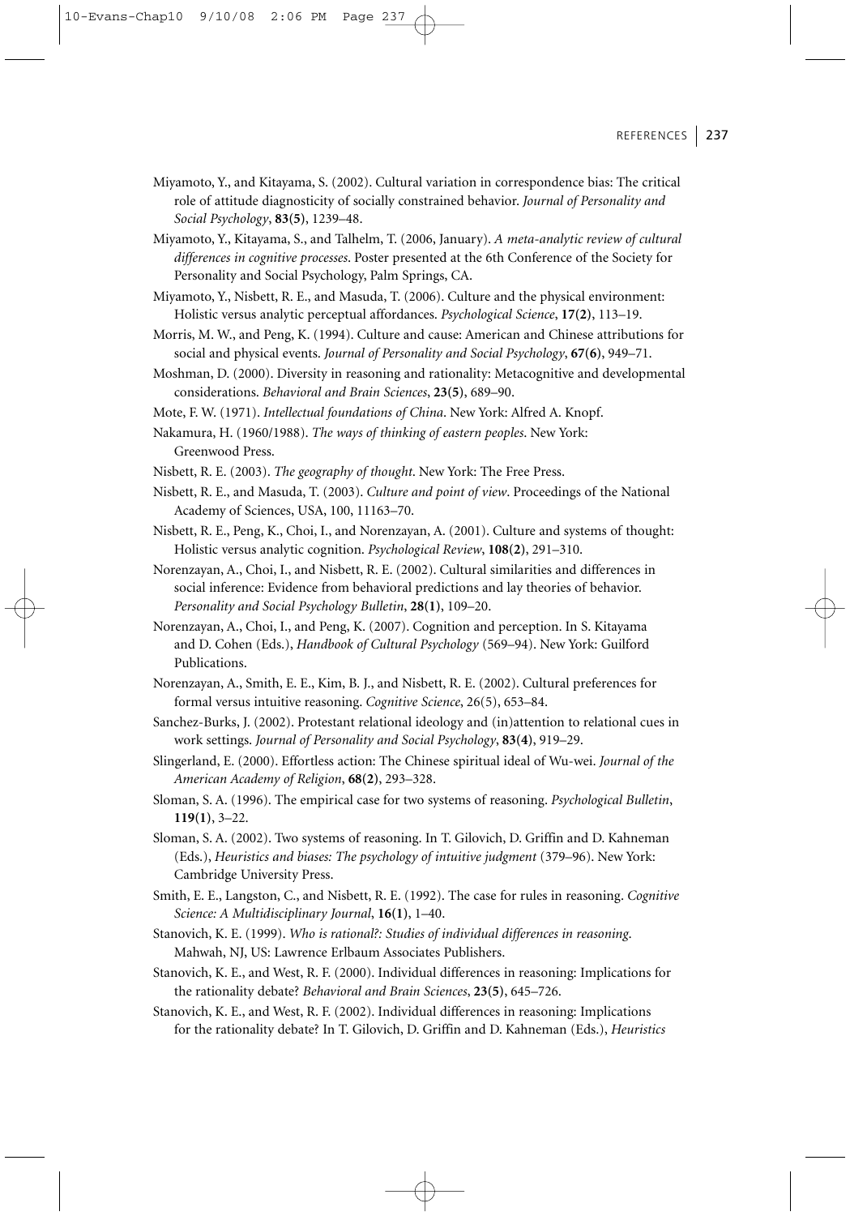Miyamoto, Y., and Kitayama, S. (2002). Cultural variation in correspondence bias: The critical role of attitude diagnosticity of socially constrained behavior. *Journal of Personality and Social Psychology*, **83(5)**, 1239–48.

Miyamoto, Y., Kitayama, S., and Talhelm, T. (2006, January). *A meta-analytic review of cultural differences in cognitive processes*. Poster presented at the 6th Conference of the Society for Personality and Social Psychology, Palm Springs, CA.

Miyamoto, Y., Nisbett, R. E., and Masuda, T. (2006). Culture and the physical environment: Holistic versus analytic perceptual affordances. *Psychological Science*, **17(2)**, 113–19.

Morris, M. W., and Peng, K. (1994). Culture and cause: American and Chinese attributions for social and physical events. *Journal of Personality and Social Psychology*, **67(6)**, 949–71.

Moshman, D. (2000). Diversity in reasoning and rationality: Metacognitive and developmental considerations. *Behavioral and Brain Sciences*, **23(5)**, 689–90.

Mote, F. W. (1971). *Intellectual foundations of China*. New York: Alfred A. Knopf.

Nakamura, H. (1960/1988). *The ways of thinking of eastern peoples*. New York: Greenwood Press.

Nisbett, R. E. (2003). *The geography of thought*. New York: The Free Press.

Nisbett, R. E., and Masuda, T. (2003). *Culture and point of view*. Proceedings of the National Academy of Sciences, USA, 100, 11163–70.

Nisbett, R. E., Peng, K., Choi, I., and Norenzayan, A. (2001). Culture and systems of thought: Holistic versus analytic cognition. *Psychological Review*, **108(2)**, 291–310.

Norenzayan, A., Choi, I., and Nisbett, R. E. (2002). Cultural similarities and differences in social inference: Evidence from behavioral predictions and lay theories of behavior. *Personality and Social Psychology Bulletin*, **28(1)**, 109–20.

Norenzayan, A., Choi, I., and Peng, K. (2007). Cognition and perception. In S. Kitayama and D. Cohen (Eds.), *Handbook of Cultural Psychology* (569–94). New York: Guilford Publications.

Norenzayan, A., Smith, E. E., Kim, B. J., and Nisbett, R. E. (2002). Cultural preferences for formal versus intuitive reasoning. *Cognitive Science*, 26(5), 653–84.

Sanchez-Burks, J. (2002). Protestant relational ideology and (in)attention to relational cues in work settings. *Journal of Personality and Social Psychology*, **83(4)**, 919–29.

Slingerland, E. (2000). Effortless action: The Chinese spiritual ideal of Wu-wei. *Journal of the American Academy of Religion*, **68(2)**, 293–328.

Sloman, S. A. (1996). The empirical case for two systems of reasoning. *Psychological Bulletin*, **119(1)**, 3–22.

Sloman, S. A. (2002). Two systems of reasoning. In T. Gilovich, D. Griffin and D. Kahneman (Eds.), *Heuristics and biases: The psychology of intuitive judgment* (379–96). New York: Cambridge University Press.

Smith, E. E., Langston, C., and Nisbett, R. E. (1992). The case for rules in reasoning. *Cognitive Science: A Multidisciplinary Journal*, **16(1)**, 1–40.

Stanovich, K. E. (1999). *Who is rational?: Studies of individual differences in reasoning*. Mahwah, NJ, US: Lawrence Erlbaum Associates Publishers.

Stanovich, K. E., and West, R. F. (2000). Individual differences in reasoning: Implications for the rationality debate? *Behavioral and Brain Sciences*, **23(5)**, 645–726.

Stanovich, K. E., and West, R. F. (2002). Individual differences in reasoning: Implications for the rationality debate? In T. Gilovich, D. Griffin and D. Kahneman (Eds.), *Heuristics*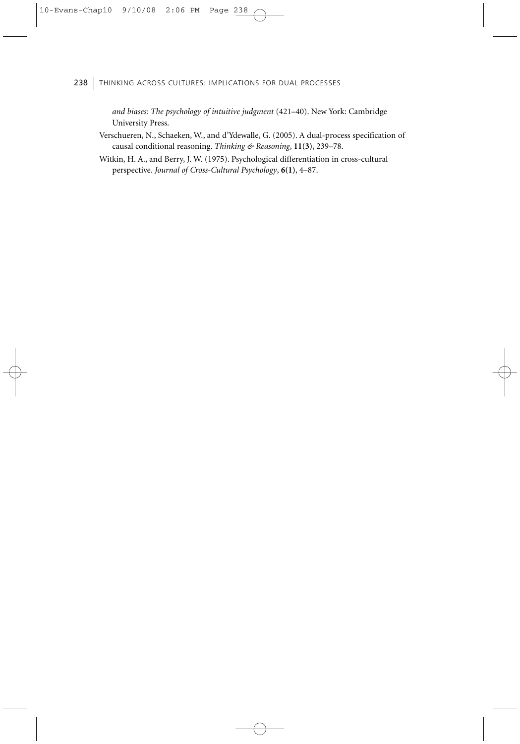*and biases: The psychology of intuitive judgment* (421–40). New York: Cambridge University Press.

Verschueren, N., Schaeken, W., and d'Ydewalle, G. (2005). A dual-process specification of causal conditional reasoning. *Thinking & Reasoning*, **11(3)**, 239–78.

Witkin, H. A., and Berry, J. W. (1975). Psychological differentiation in cross-cultural perspective. *Journal of Cross-Cultural Psychology*, **6(1)**, 4–87.